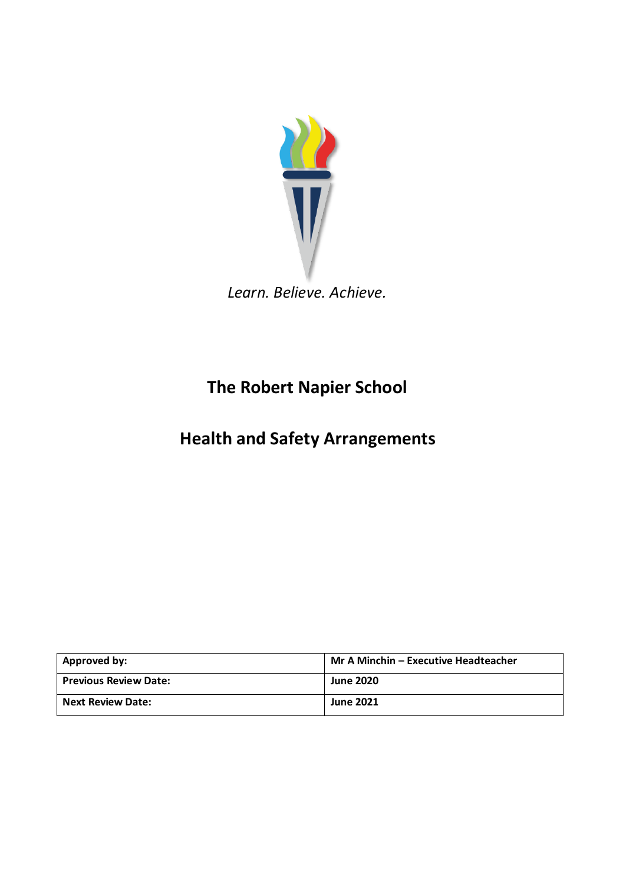*Learn. Believe. Achieve.*

# The Robert Napier School

# Health and Safety Arrangements

| **Approved by:** | **Mr A Minchin – Executive Headteacher** |
|---|---|
| **Previous Review Date:** | **June 2020** |
| **Next Review Date:** | **June 2021** |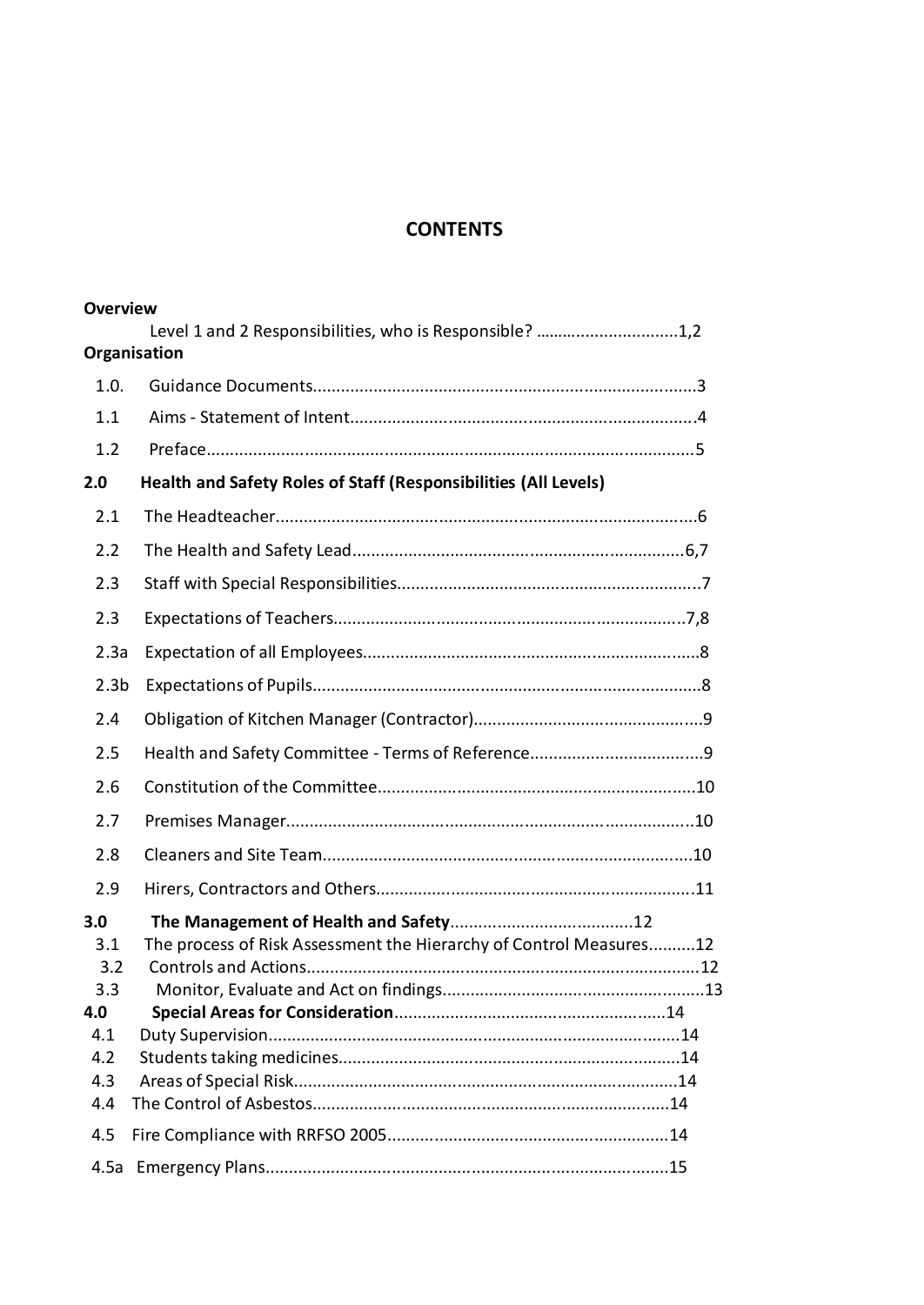# CONTENTS

**Overview**

Level 1 and 2 Responsibilities, who is Responsible? ..............................1,2

**Organisation**

1.0. Guidance Documents.................................................................................3

1.1 Aims - Statement of Intent.........................................................................4

1.2 Preface.......................................................................................................5

**2.0 Health and Safety Roles of Staff (Responsibilities (All Levels)**

2.1 The Headteacher.........................................................................................6

2.2 The Health and Safety Lead......................................................................6,7

2.3 Staff with Special Responsibilities................................................................7

2.3 Expectations of Teachers..........................................................................7,8

2.3a Expectation of all Employees.......................................................................8

2.3b Expectations of Pupils..................................................................................8

2.4 Obligation of Kitchen Manager (Contractor)................................................9

2.5 Health and Safety Committee - Terms of Reference....................................9

2.6 Constitution of the Committee...................................................................10

2.7 Premises Manager......................................................................................10

2.8 Cleaners and Site Team.............................................................................10

2.9 Hirers, Contractors and Others...................................................................11

**3.0 The Management of Health and Safety**.......................................12

3.1 The process of Risk Assessment the Hierarchy of Control Measures..........12

3.2 Controls and Actions...................................................................................12

3.3 Monitor, Evaluate and Act on findings........................................................13

**4.0 Special Areas for Consideration**.........................................................14

4.1 Duty Supervision.......................................................................................14

4.2 Students taking medicines.........................................................................14

4.3 Areas of Special Risk..................................................................................14

4.4 The Control of Asbestos............................................................................14

4.5 Fire Compliance with RRFSO 2005............................................................14

4.5a Emergency Plans.....................................................................................15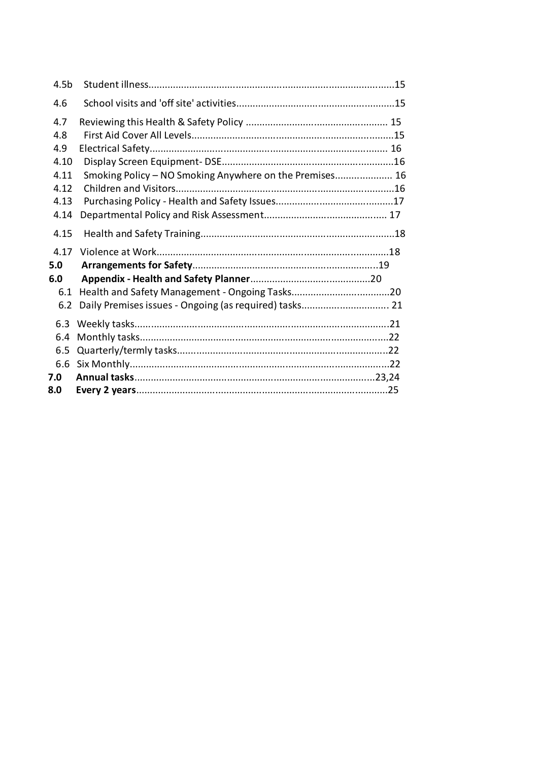4.5b Student illness........................................................................................15

4.6 School visits and 'off site' activities........................................................15

4.7 Reviewing this Health & Safety Policy .................................................... 15
4.8 First Aid Cover All Levels.........................................................................15
4.9 Electrical Safety....................................................................................... 16
4.10 Display Screen Equipment- DSE..............................................................16
4.11 Smoking Policy – NO Smoking Anywhere on the Premises..................... 16
4.12 Children and Visitors................................................................................16
4.13 Purchasing Policy - Health and Safety Issues...........................................17
4.14 Departmental Policy and Risk Assessment............................................ 17

4.15 Health and Safety Training......................................................................18

4.17 Violence at Work.....................................................................................18

**5.0 Arrangements for Safety**...................................................................19

**6.0 Appendix - Health and Safety Planner**............................................20

6.1 Health and Safety Management - Ongoing Tasks....................................20
6.2 Daily Premises issues - Ongoing (as required) tasks................................ 21

6.3 Weekly tasks...........................................................................................21
6.4 Monthly tasks..........................................................................................22
6.5 Quarterly/termly tasks.............................................................................22
6.6 Six Monthly..............................................................................................22

**7.0 Annual tasks**.......................................................................................23,24

**8.0 Every 2 years**.........................................................................................25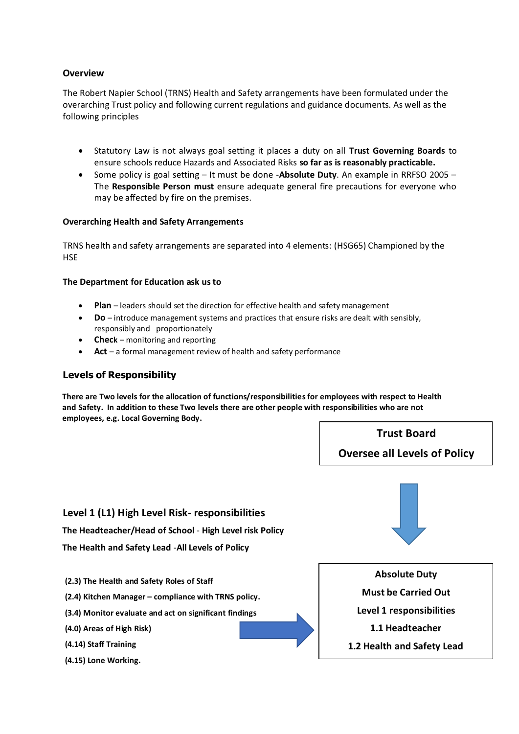### Overview

The Robert Napier School (TRNS) Health and Safety arrangements have been formulated under the overarching Trust policy and following current regulations and guidance documents. As well as the following principles

- Statutory Law is not always goal setting it places a duty on all **Trust Governing Boards** to ensure schools reduce Hazards and Associated Risks **so far as is reasonably practicable.**
- Some policy is goal setting – It must be done -**Absolute Duty**. An example in RRFSO 2005 – The **Responsible Person must** ensure adequate general fire precautions for everyone who may be affected by fire on the premises.

### Overarching Health and Safety Arrangements

TRNS health and safety arrangements are separated into 4 elements: (HSG65) Championed by the HSE

### The Department for Education ask us to

- **Plan** – leaders should set the direction for effective health and safety management
- **Do** – introduce management systems and practices that ensure risks are dealt with sensibly, responsibly and proportionately
- **Check** – monitoring and reporting
- **Act** – a formal management review of health and safety performance

## Levels of Responsibility

**There are Two levels for the allocation of functions/responsibilities for employees with respect to Health and Safety. In addition to these Two levels there are other people with responsibilities who are not employees, e.g. Local Governing Body.**

**Trust Board**

**Oversee all Levels of Policy**

## Level 1 (L1) High Level Risk- responsibilities

**The Headteacher/Head of School** - **High Level risk Policy**

**The Health and Safety Lead** -**All Levels of Policy**

**(2.3) The Health and Safety Roles of Staff**

**(2.4) Kitchen Manager – compliance with TRNS policy.**

**(3.4) Monitor evaluate and act on significant findings**

**(4.0) Areas of High Risk)**

**(4.14) Staff Training**

**(4.15) Lone Working.**

**Absolute Duty**

**Must be Carried Out**

**Level 1 responsibilities**

**1.1 Headteacher**

**1.2 Health and Safety Lead**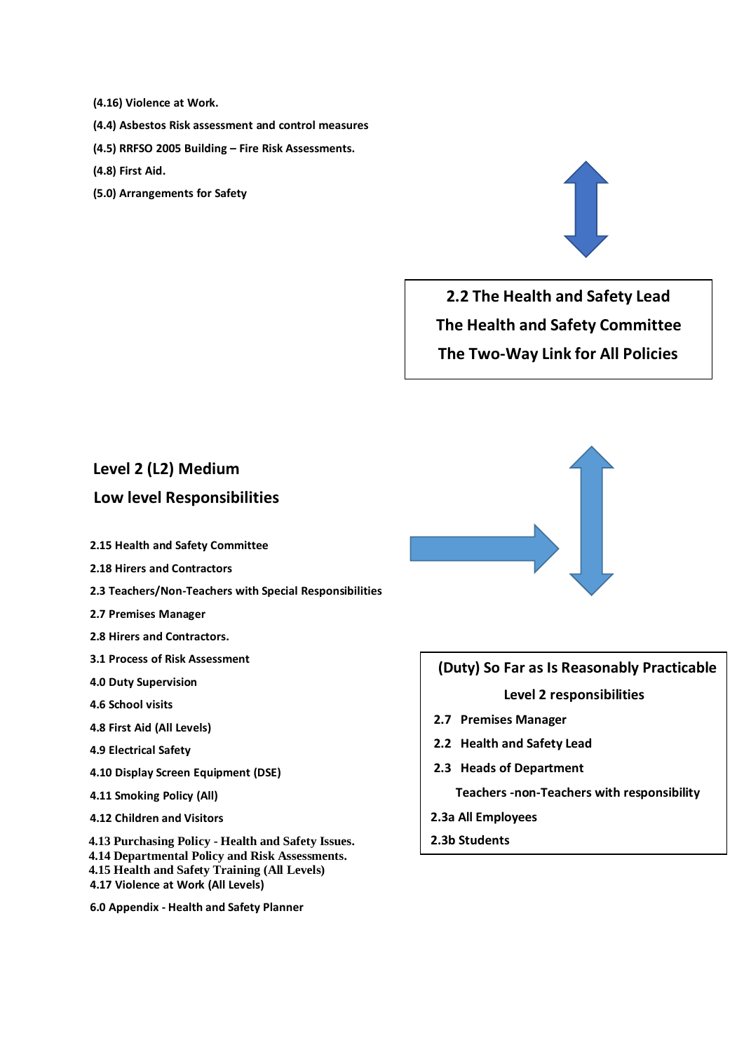**(4.16) Violence at Work.**

**(4.4) Asbestos Risk assessment and control measures**

**(5.0) Arrangements for Safety**

**(4.5) RRFSO 2005 Building – Fire Risk Assessments.**

**(4.8) First Aid.**

**2.2 The Health and Safety Lead**

**The Health and Safety Committee**

**The Two-Way Link for All Policies**

## Level 2 (L2) Medium

## Low level Responsibilities

**2.15 Health and Safety Committee**

**2.18 Hirers and Contractors**

**2.3 Teachers/Non-Teachers with Special Responsibilities**

**2.7 Premises Manager**

**2.8 Hirers and Contractors.**

**3.1 Process of Risk Assessment**

**4.0 Duty Supervision**

**4.6 School visits**

**4.8 First Aid (All Levels)**

**4.9 Electrical Safety**

**4.10 Display Screen Equipment (DSE)**

**4.11 Smoking Policy (All)**

**4.12 Children and Visitors**

**4.13 Purchasing Policy - Health and Safety Issues.**

**4.14 Departmental Policy and Risk Assessments.**

**4.15 Health and Safety Training (All Levels)**

**4.17 Violence at Work (All Levels)**

**6.0 Appendix - Health and Safety Planner**

**(Duty) So Far as Is Reasonably Practicable**

**Level 2 responsibilities**

**2.7 Premises Manager**

**2.2 Health and Safety Lead**

**2.3 Heads of Department**

**Teachers -non-Teachers with responsibility**

**2.3a All Employees**

**2.3b Students**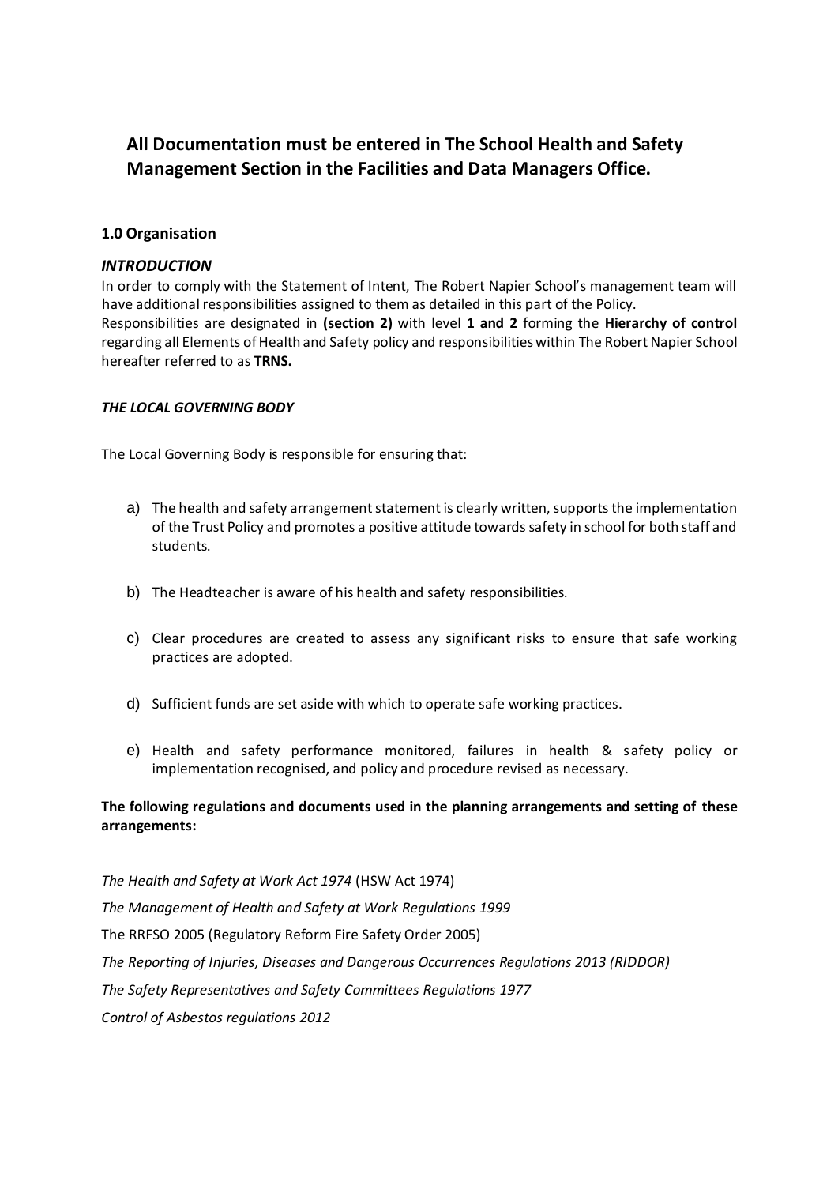**All Documentation must be entered in The School Health and Safety Management Section in the Facilities and Data Managers Office.**

**1.0 Organisation**

***INTRODUCTION***

In order to comply with the Statement of Intent, The Robert Napier School's management team will have additional responsibilities assigned to them as detailed in this part of the Policy. Responsibilities are designated in **(section 2)** with level **1 and 2** forming the **Hierarchy of control** regarding all Elements of Health and Safety policy and responsibilities within The Robert Napier School hereafter referred to as **TRNS.**

***THE LOCAL GOVERNING BODY***

The Local Governing Body is responsible for ensuring that:

a) The health and safety arrangement statement is clearly written, supports the implementation of the Trust Policy and promotes a positive attitude towards safety in school for both staff and students.

b) The Headteacher is aware of his health and safety responsibilities.

c) Clear procedures are created to assess any significant risks to ensure that safe working practices are adopted.

d) Sufficient funds are set aside with which to operate safe working practices.

e) Health and safety performance monitored, failures in health & safety policy or implementation recognised, and policy and procedure revised as necessary.

**The following regulations and documents used in the planning arrangements and setting of these arrangements:**

*The Health and Safety at Work Act 1974* (HSW Act 1974)

*The Management of Health and Safety at Work Regulations 1999*

The RRFSO 2005 (Regulatory Reform Fire Safety Order 2005)

*The Reporting of Injuries, Diseases and Dangerous Occurrences Regulations 2013 (RIDDOR)*

*The Safety Representatives and Safety Committees Regulations 1977*

*Control of Asbestos regulations 2012*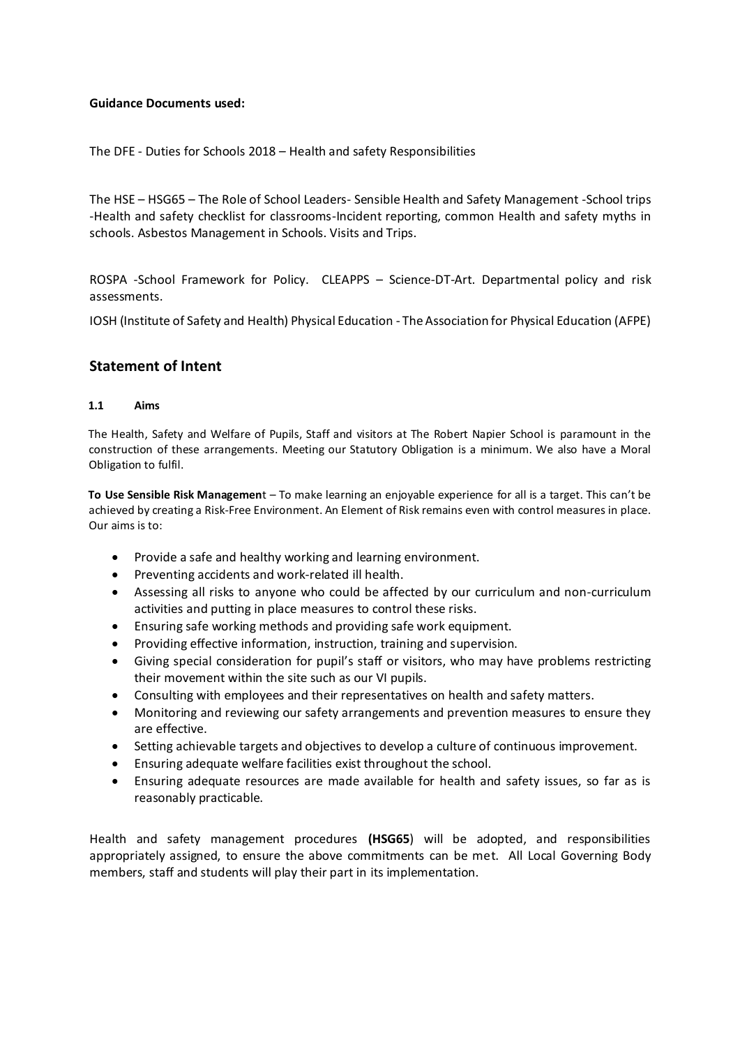**Guidance Documents used:**

The DFE - Duties for Schools 2018 – Health and safety Responsibilities

The HSE – HSG65 – The Role of School Leaders- Sensible Health and Safety Management -School trips -Health and safety checklist for classrooms-Incident reporting, common Health and safety myths in schools. Asbestos Management in Schools. Visits and Trips.

ROSPA -School Framework for Policy. CLEAPPS – Science-DT-Art. Departmental policy and risk assessments.

IOSH (Institute of Safety and Health) Physical Education - The Association for Physical Education (AFPE)

## Statement of Intent

### 1.1 Aims

The Health, Safety and Welfare of Pupils, Staff and visitors at The Robert Napier School is paramount in the construction of these arrangements. Meeting our Statutory Obligation is a minimum. We also have a Moral Obligation to fulfil.

**To Use Sensible Risk Managemen**t – To make learning an enjoyable experience for all is a target. This can't be achieved by creating a Risk-Free Environment. An Element of Risk remains even with control measures in place. Our aims is to:

- Provide a safe and healthy working and learning environment.
- Preventing accidents and work-related ill health.
- Assessing all risks to anyone who could be affected by our curriculum and non-curriculum activities and putting in place measures to control these risks.
- Ensuring safe working methods and providing safe work equipment.
- Providing effective information, instruction, training and supervision.
- Giving special consideration for pupil's staff or visitors, who may have problems restricting their movement within the site such as our VI pupils.
- Consulting with employees and their representatives on health and safety matters.
- Monitoring and reviewing our safety arrangements and prevention measures to ensure they are effective.
- Setting achievable targets and objectives to develop a culture of continuous improvement.
- Ensuring adequate welfare facilities exist throughout the school.
- Ensuring adequate resources are made available for health and safety issues, so far as is reasonably practicable.

Health and safety management procedures **(HSG65**) will be adopted, and responsibilities appropriately assigned, to ensure the above commitments can be met. All Local Governing Body members, staff and students will play their part in its implementation.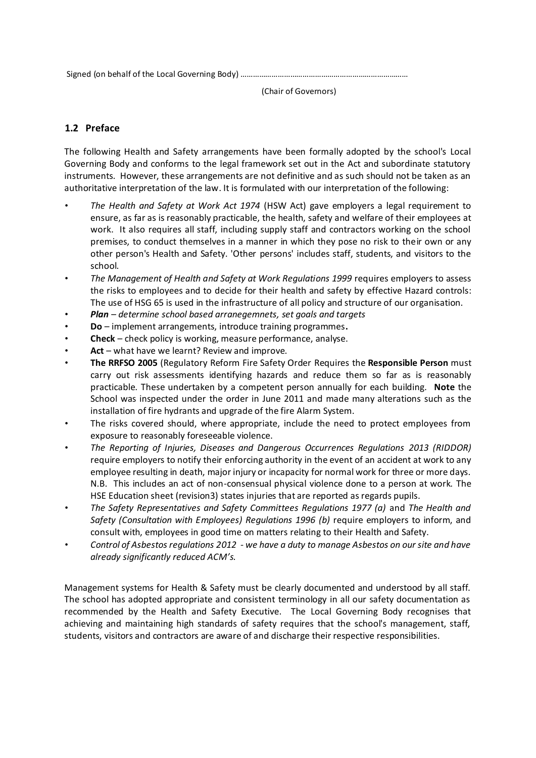Signed (on behalf of the Local Governing Body) …………………………………………………………………………

(Chair of Governors)

## 1.2 Preface

The following Health and Safety arrangements have been formally adopted by the school's Local Governing Body and conforms to the legal framework set out in the Act and subordinate statutory instruments. However, these arrangements are not definitive and as such should not be taken as an authoritative interpretation of the law. It is formulated with our interpretation of the following:

- *The Health and Safety at Work Act 1974* (HSW Act) gave employers a legal requirement to ensure, as far as is reasonably practicable, the health, safety and welfare of their employees at work. It also requires all staff, including supply staff and contractors working on the school premises, to conduct themselves in a manner in which they pose no risk to their own or any other person's Health and Safety. 'Other persons' includes staff, students, and visitors to the school.
- *The Management of Health and Safety at Work Regulations 1999* requires employers to assess the risks to employees and to decide for their health and safety by effective Hazard controls: The use of HSG 65 is used in the infrastructure of all policy and structure of our organisation.
- ***Plan*** *– determine school based arranegemnets, set goals and targets*
- **Do** – implement arrangements, introduce training programmes**.**
- **Check** – check policy is working, measure performance, analyse.
- **Act** – what have we learnt? Review and improve.
- **The RRFSO 2005** (Regulatory Reform Fire Safety Order Requires the **Responsible Person** must carry out risk assessments identifying hazards and reduce them so far as is reasonably practicable. These undertaken by a competent person annually for each building. **Note** the School was inspected under the order in June 2011 and made many alterations such as the installation of fire hydrants and upgrade of the fire Alarm System.
- The risks covered should, where appropriate, include the need to protect employees from exposure to reasonably foreseeable violence.
- *The Reporting of Injuries, Diseases and Dangerous Occurrences Regulations 2013 (RIDDOR)* require employers to notify their enforcing authority in the event of an accident at work to any employee resulting in death, major injury or incapacity for normal work for three or more days. N.B. This includes an act of non-consensual physical violence done to a person at work. The HSE Education sheet (revision3) states injuries that are reported as regards pupils.
- *The Safety Representatives and Safety Committees Regulations 1977 (a)* and *The Health and Safety (Consultation with Employees) Regulations 1996 (b)* require employers to inform, and consult with, employees in good time on matters relating to their Health and Safety.
- *Control of Asbestos regulations 2012 - we have a duty to manage Asbestos on our site and have already significantly reduced ACM's.*

Management systems for Health & Safety must be clearly documented and understood by all staff. The school has adopted appropriate and consistent terminology in all our safety documentation as recommended by the Health and Safety Executive. The Local Governing Body recognises that achieving and maintaining high standards of safety requires that the school's management, staff, students, visitors and contractors are aware of and discharge their respective responsibilities.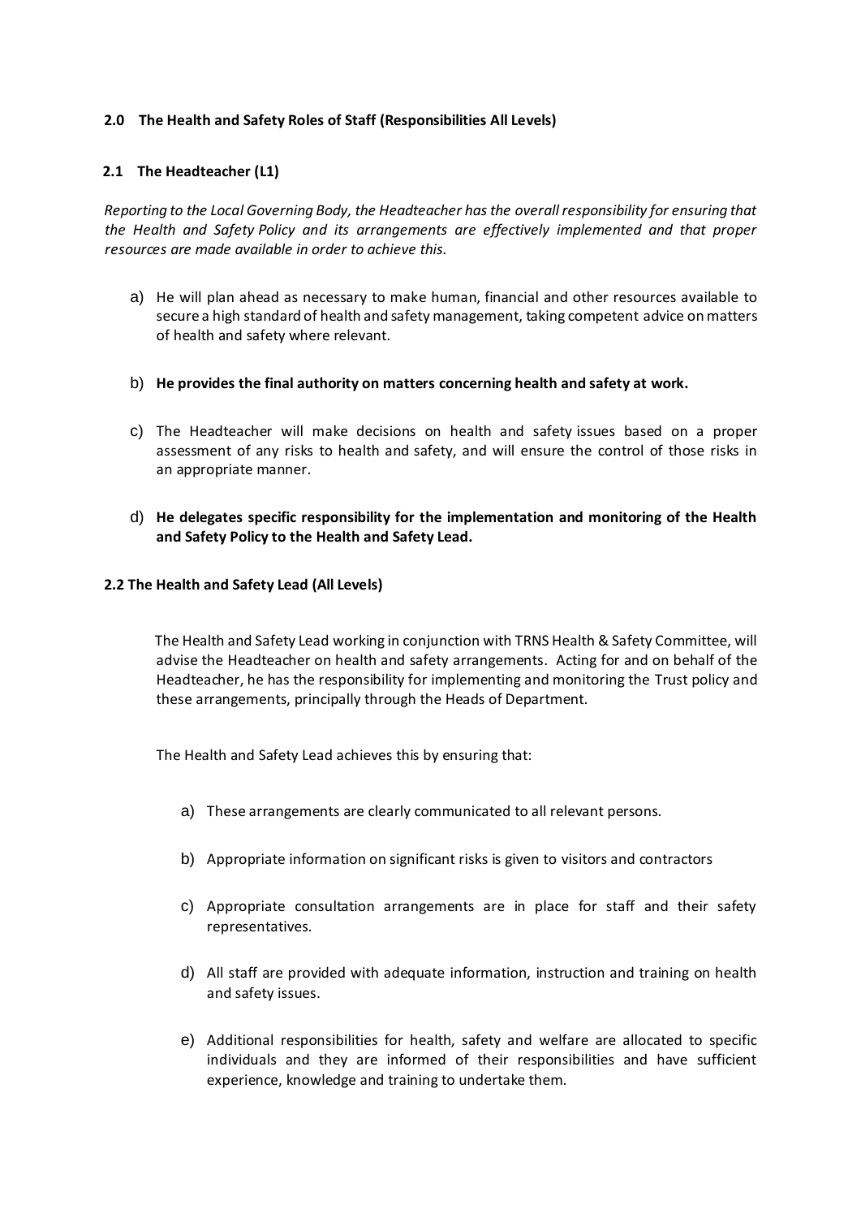## 2.0 The Health and Safety Roles of Staff (Responsibilities All Levels)

### 2.1 The Headteacher (L1)

*Reporting to the Local Governing Body, the Headteacher has the overall responsibility for ensuring that the Health and Safety Policy and its arrangements are effectively implemented and that proper resources are made available in order to achieve this.*

a) He will plan ahead as necessary to make human, financial and other resources available to secure a high standard of health and safety management, taking competent advice on matters of health and safety where relevant.

b) **He provides the final authority on matters concerning health and safety at work.**

c) The Headteacher will make decisions on health and safety issues based on a proper assessment of any risks to health and safety, and will ensure the control of those risks in an appropriate manner.

d) **He delegates specific responsibility for the implementation and monitoring of the Health and Safety Policy to the Health and Safety Lead.**

### 2.2 The Health and Safety Lead (All Levels)

The Health and Safety Lead working in conjunction with TRNS Health & Safety Committee, will advise the Headteacher on health and safety arrangements. Acting for and on behalf of the Headteacher, he has the responsibility for implementing and monitoring the Trust policy and these arrangements, principally through the Heads of Department.

The Health and Safety Lead achieves this by ensuring that:

a) These arrangements are clearly communicated to all relevant persons.

b) Appropriate information on significant risks is given to visitors and contractors

c) Appropriate consultation arrangements are in place for staff and their safety representatives.

d) All staff are provided with adequate information, instruction and training on health and safety issues.

e) Additional responsibilities for health, safety and welfare are allocated to specific individuals and they are informed of their responsibilities and have sufficient experience, knowledge and training to undertake them.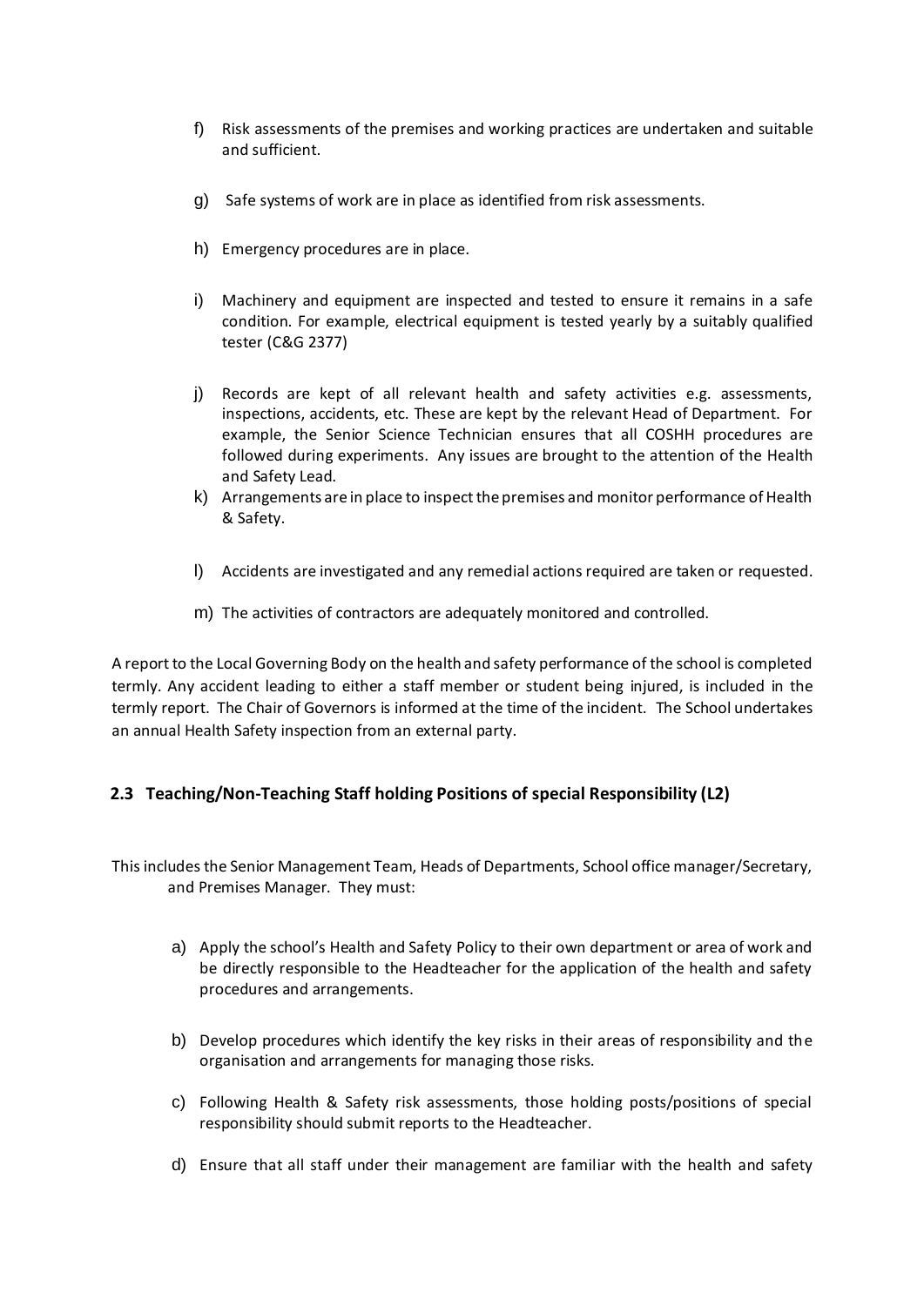f) Risk assessments of the premises and working practices are undertaken and suitable and sufficient.

g) Safe systems of work are in place as identified from risk assessments.

h) Emergency procedures are in place.

i) Machinery and equipment are inspected and tested to ensure it remains in a safe condition. For example, electrical equipment is tested yearly by a suitably qualified tester (C&G 2377)

j) Records are kept of all relevant health and safety activities e.g. assessments, inspections, accidents, etc. These are kept by the relevant Head of Department. For example, the Senior Science Technician ensures that all COSHH procedures are followed during experiments. Any issues are brought to the attention of the Health and Safety Lead.

k) Arrangements are in place to inspect the premises and monitor performance of Health & Safety.

l) Accidents are investigated and any remedial actions required are taken or requested.

m) The activities of contractors are adequately monitored and controlled.

A report to the Local Governing Body on the health and safety performance of the school is completed termly. Any accident leading to either a staff member or student being injured, is included in the termly report. The Chair of Governors is informed at the time of the incident. The School undertakes an annual Health Safety inspection from an external party.

### 2.3 Teaching/Non-Teaching Staff holding Positions of special Responsibility (L2)

This includes the Senior Management Team, Heads of Departments, School office manager/Secretary, and Premises Manager. They must:

a) Apply the school's Health and Safety Policy to their own department or area of work and be directly responsible to the Headteacher for the application of the health and safety procedures and arrangements.

b) Develop procedures which identify the key risks in their areas of responsibility and the organisation and arrangements for managing those risks.

c) Following Health & Safety risk assessments, those holding posts/positions of special responsibility should submit reports to the Headteacher.

d) Ensure that all staff under their management are familiar with the health and safety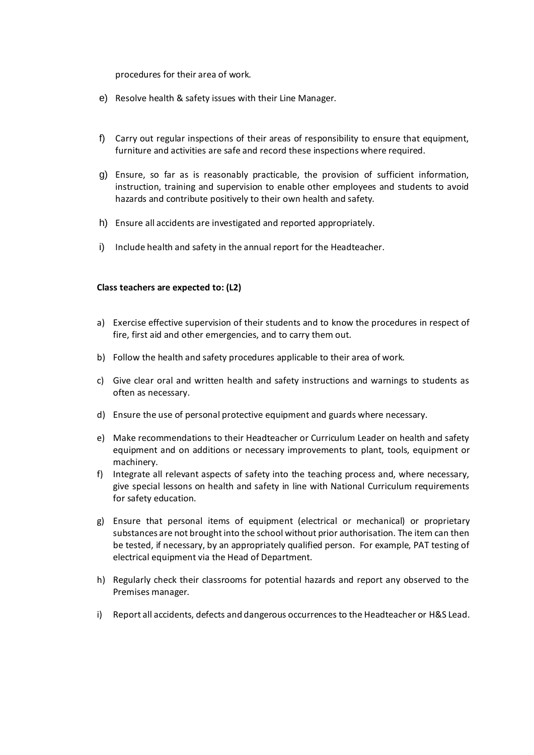procedures for their area of work.

e) Resolve health & safety issues with their Line Manager.

f) Carry out regular inspections of their areas of responsibility to ensure that equipment, furniture and activities are safe and record these inspections where required.

g) Ensure, so far as is reasonably practicable, the provision of sufficient information, instruction, training and supervision to enable other employees and students to avoid hazards and contribute positively to their own health and safety.

h) Ensure all accidents are investigated and reported appropriately.

i) Include health and safety in the annual report for the Headteacher.

**Class teachers are expected to: (L2)**

a) Exercise effective supervision of their students and to know the procedures in respect of fire, first aid and other emergencies, and to carry them out.

b) Follow the health and safety procedures applicable to their area of work.

c) Give clear oral and written health and safety instructions and warnings to students as often as necessary.

d) Ensure the use of personal protective equipment and guards where necessary.

e) Make recommendations to their Headteacher or Curriculum Leader on health and safety equipment and on additions or necessary improvements to plant, tools, equipment or machinery.

f) Integrate all relevant aspects of safety into the teaching process and, where necessary, give special lessons on health and safety in line with National Curriculum requirements for safety education.

g) Ensure that personal items of equipment (electrical or mechanical) or proprietary substances are not brought into the school without prior authorisation. The item can then be tested, if necessary, by an appropriately qualified person. For example, PAT testing of electrical equipment via the Head of Department.

h) Regularly check their classrooms for potential hazards and report any observed to the Premises manager.

i) Report all accidents, defects and dangerous occurrences to the Headteacher or H&S Lead.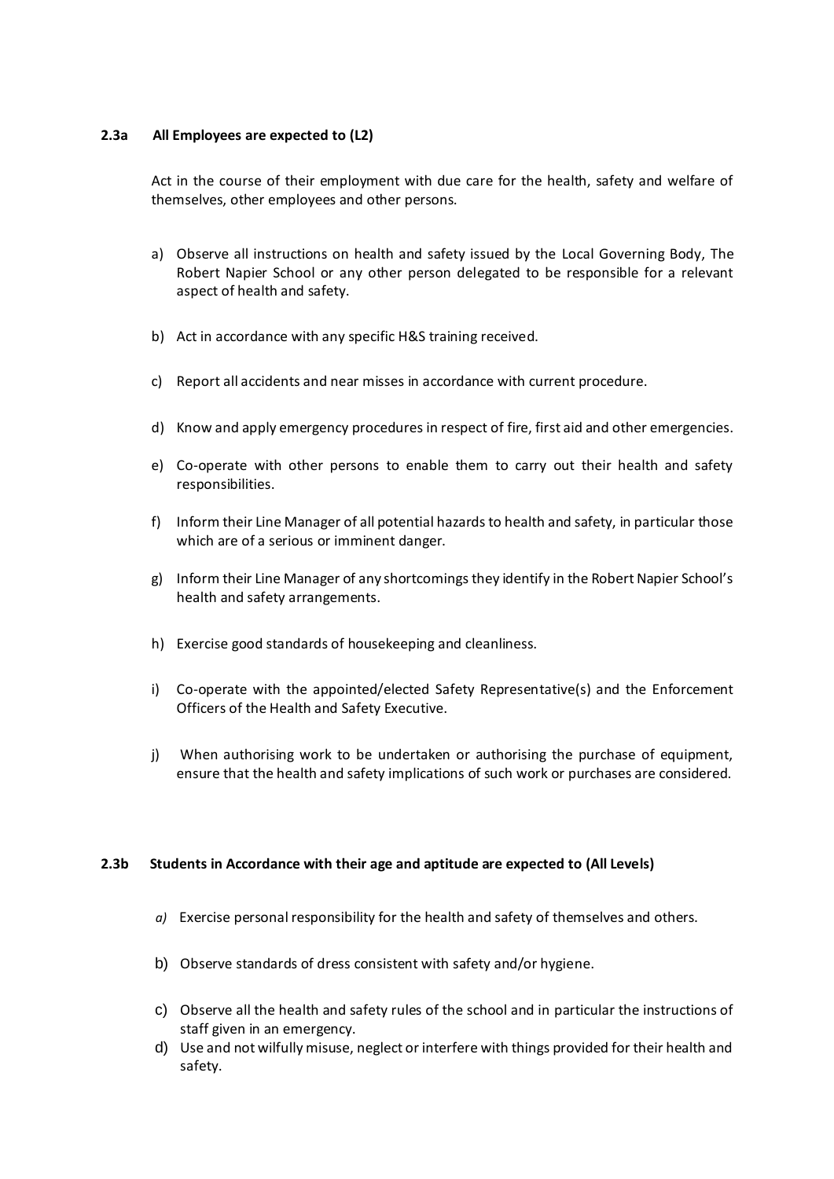**2.3a All Employees are expected to (L2)**

Act in the course of their employment with due care for the health, safety and welfare of themselves, other employees and other persons.

a) Observe all instructions on health and safety issued by the Local Governing Body, The Robert Napier School or any other person delegated to be responsible for a relevant aspect of health and safety.

b) Act in accordance with any specific H&S training received.

c) Report all accidents and near misses in accordance with current procedure.

d) Know and apply emergency procedures in respect of fire, first aid and other emergencies.

e) Co-operate with other persons to enable them to carry out their health and safety responsibilities.

f) Inform their Line Manager of all potential hazards to health and safety, in particular those which are of a serious or imminent danger.

g) Inform their Line Manager of any shortcomings they identify in the Robert Napier School's health and safety arrangements.

h) Exercise good standards of housekeeping and cleanliness.

i) Co-operate with the appointed/elected Safety Representative(s) and the Enforcement Officers of the Health and Safety Executive.

j) When authorising work to be undertaken or authorising the purchase of equipment, ensure that the health and safety implications of such work or purchases are considered.

**2.3b Students in Accordance with their age and aptitude are expected to (All Levels)**

*a)* Exercise personal responsibility for the health and safety of themselves and others.

b) Observe standards of dress consistent with safety and/or hygiene.

c) Observe all the health and safety rules of the school and in particular the instructions of staff given in an emergency.

d) Use and not wilfully misuse, neglect or interfere with things provided for their health and safety.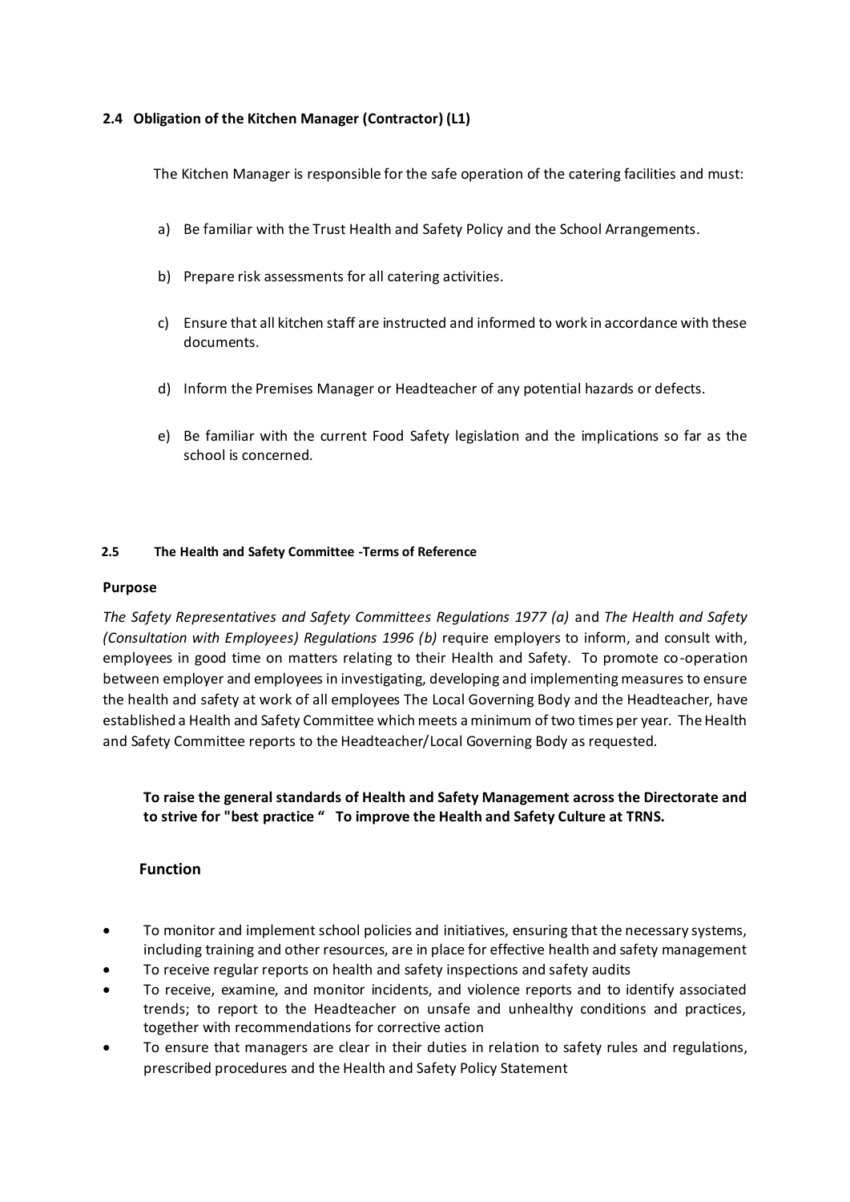### 2.4 Obligation of the Kitchen Manager (Contractor) (L1)

The Kitchen Manager is responsible for the safe operation of the catering facilities and must:

a) Be familiar with the Trust Health and Safety Policy and the School Arrangements.

b) Prepare risk assessments for all catering activities.

c) Ensure that all kitchen staff are instructed and informed to work in accordance with these documents.

d) Inform the Premises Manager or Headteacher of any potential hazards or defects.

e) Be familiar with the current Food Safety legislation and the implications so far as the school is concerned.

### 2.5 The Health and Safety Committee -Terms of Reference

**Purpose**

*The Safety Representatives and Safety Committees Regulations 1977 (a)* and *The Health and Safety (Consultation with Employees) Regulations 1996 (b)* require employers to inform, and consult with, employees in good time on matters relating to their Health and Safety. To promote co-operation between employer and employees in investigating, developing and implementing measures to ensure the health and safety at work of all employees The Local Governing Body and the Headteacher, have established a Health and Safety Committee which meets a minimum of two times per year. The Health and Safety Committee reports to the Headteacher/Local Governing Body as requested.

**To raise the general standards of Health and Safety Management across the Directorate and to strive for "best practice " To improve the Health and Safety Culture at TRNS.**

**Function**

- To monitor and implement school policies and initiatives, ensuring that the necessary systems, including training and other resources, are in place for effective health and safety management
- To receive regular reports on health and safety inspections and safety audits
- To receive, examine, and monitor incidents, and violence reports and to identify associated trends; to report to the Headteacher on unsafe and unhealthy conditions and practices, together with recommendations for corrective action
- To ensure that managers are clear in their duties in relation to safety rules and regulations, prescribed procedures and the Health and Safety Policy Statement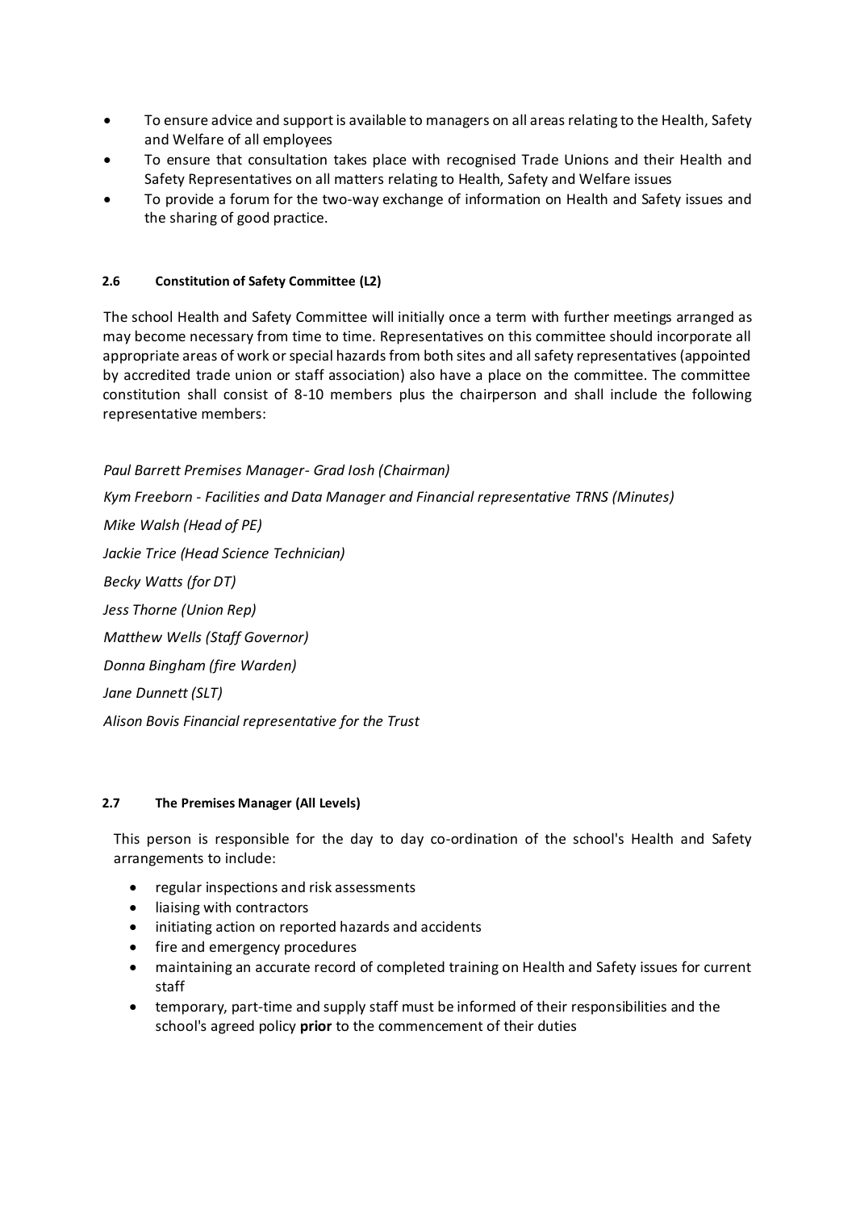- To ensure advice and support is available to managers on all areas relating to the Health, Safety and Welfare of all employees
- To ensure that consultation takes place with recognised Trade Unions and their Health and Safety Representatives on all matters relating to Health, Safety and Welfare issues
- To provide a forum for the two-way exchange of information on Health and Safety issues and the sharing of good practice.

#### 2.6 Constitution of Safety Committee (L2)

The school Health and Safety Committee will initially once a term with further meetings arranged as may become necessary from time to time. Representatives on this committee should incorporate all appropriate areas of work or special hazards from both sites and all safety representatives (appointed by accredited trade union or staff association) also have a place on the committee. The committee constitution shall consist of 8-10 members plus the chairperson and shall include the following representative members:

*Paul Barrett Premises Manager- Grad Iosh (Chairman)*

*Kym Freeborn - Facilities and Data Manager and Financial representative TRNS (Minutes)*

*Mike Walsh (Head of PE)*

*Jackie Trice (Head Science Technician)*

*Becky Watts (for DT)*

*Jess Thorne (Union Rep)*

*Matthew Wells (Staff Governor)*

*Donna Bingham (fire Warden)*

*Jane Dunnett (SLT)*

*Alison Bovis Financial representative for the Trust*

#### 2.7 The Premises Manager (All Levels)

This person is responsible for the day to day co-ordination of the school's Health and Safety arrangements to include:

- regular inspections and risk assessments
- liaising with contractors
- initiating action on reported hazards and accidents
- fire and emergency procedures
- maintaining an accurate record of completed training on Health and Safety issues for current staff
- temporary, part-time and supply staff must be informed of their responsibilities and the school's agreed policy **prior** to the commencement of their duties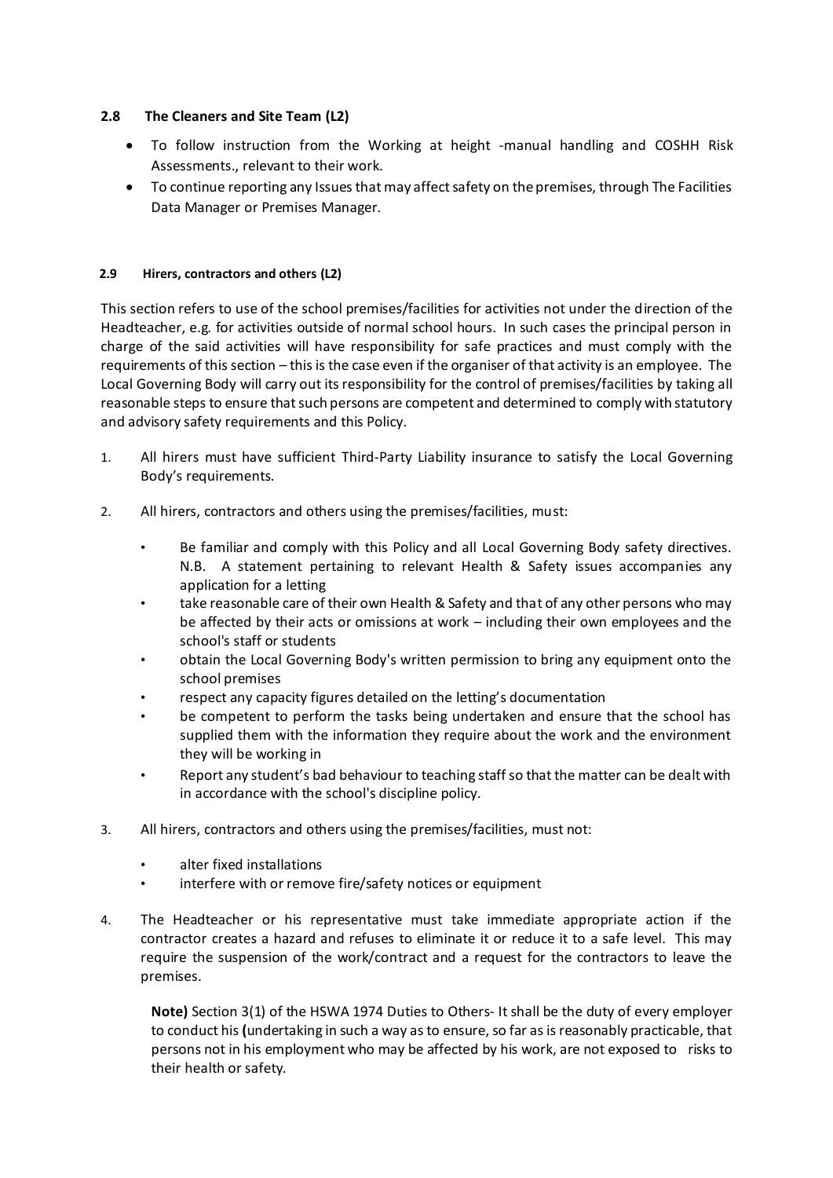### 2.8 The Cleaners and Site Team (L2)

- To follow instruction from the Working at height -manual handling and COSHH Risk Assessments., relevant to their work.
- To continue reporting any Issues that may affect safety on the premises, through The Facilities Data Manager or Premises Manager.

#### 2.9 Hirers, contractors and others (L2)

This section refers to use of the school premises/facilities for activities not under the direction of the Headteacher, e.g. for activities outside of normal school hours. In such cases the principal person in charge of the said activities will have responsibility for safe practices and must comply with the requirements of this section – this is the case even if the organiser of that activity is an employee. The Local Governing Body will carry out its responsibility for the control of premises/facilities by taking all reasonable steps to ensure that such persons are competent and determined to comply with statutory and advisory safety requirements and this Policy.

1. All hirers must have sufficient Third-Party Liability insurance to satisfy the Local Governing Body's requirements.

2. All hirers, contractors and others using the premises/facilities, must:

   - Be familiar and comply with this Policy and all Local Governing Body safety directives. N.B. A statement pertaining to relevant Health & Safety issues accompanies any application for a letting
   - take reasonable care of their own Health & Safety and that of any other persons who may be affected by their acts or omissions at work – including their own employees and the school's staff or students
   - obtain the Local Governing Body's written permission to bring any equipment onto the school premises
   - respect any capacity figures detailed on the letting's documentation
   - be competent to perform the tasks being undertaken and ensure that the school has supplied them with the information they require about the work and the environment they will be working in
   - Report any student's bad behaviour to teaching staff so that the matter can be dealt with in accordance with the school's discipline policy.

3. All hirers, contractors and others using the premises/facilities, must not:

   - alter fixed installations
   - interfere with or remove fire/safety notices or equipment

4. The Headteacher or his representative must take immediate appropriate action if the contractor creates a hazard and refuses to eliminate it or reduce it to a safe level. This may require the suspension of the work/contract and a request for the contractors to leave the premises.

   **Note)** Section 3(1) of the HSWA 1974 Duties to Others- It shall be the duty of every employer to conduct his **(**undertaking in such a way as to ensure, so far as is reasonably practicable, that persons not in his employment who may be affected by his work, are not exposed to risks to their health or safety.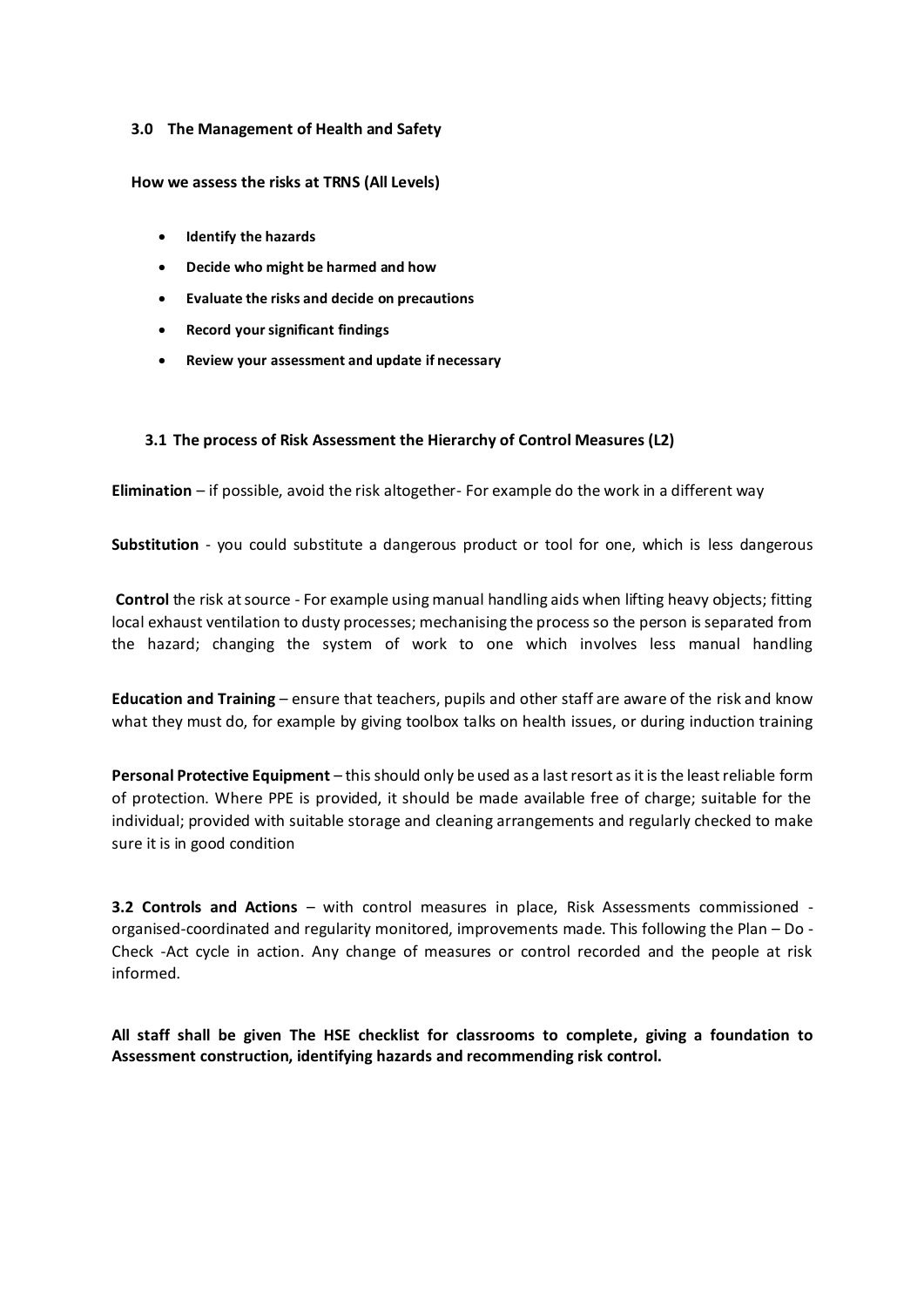## 3.0 The Management of Health and Safety

**How we assess the risks at TRNS (All Levels)**

- **Identify the hazards**
- **Decide who might be harmed and how**
- **Evaluate the risks and decide on precautions**
- **Record your significant findings**
- **Review your assessment and update if necessary**

### 3.1 The process of Risk Assessment the Hierarchy of Control Measures (L2)

**Elimination** – if possible, avoid the risk altogether- For example do the work in a different way

**Substitution** - you could substitute a dangerous product or tool for one, which is less dangerous

**Control** the risk at source - For example using manual handling aids when lifting heavy objects; fitting local exhaust ventilation to dusty processes; mechanising the process so the person is separated from the hazard; changing the system of work to one which involves less manual handling

**Education and Training** – ensure that teachers, pupils and other staff are aware of the risk and know what they must do, for example by giving toolbox talks on health issues, or during induction training

**Personal Protective Equipment** – this should only be used as a last resort as it is the least reliable form of protection. Where PPE is provided, it should be made available free of charge; suitable for the individual; provided with suitable storage and cleaning arrangements and regularly checked to make sure it is in good condition

**3.2 Controls and Actions** – with control measures in place, Risk Assessments commissioned - organised-coordinated and regularity monitored, improvements made. This following the Plan – Do - Check -Act cycle in action. Any change of measures or control recorded and the people at risk informed.

**All staff shall be given The HSE checklist for classrooms to complete, giving a foundation to Assessment construction, identifying hazards and recommending risk control.**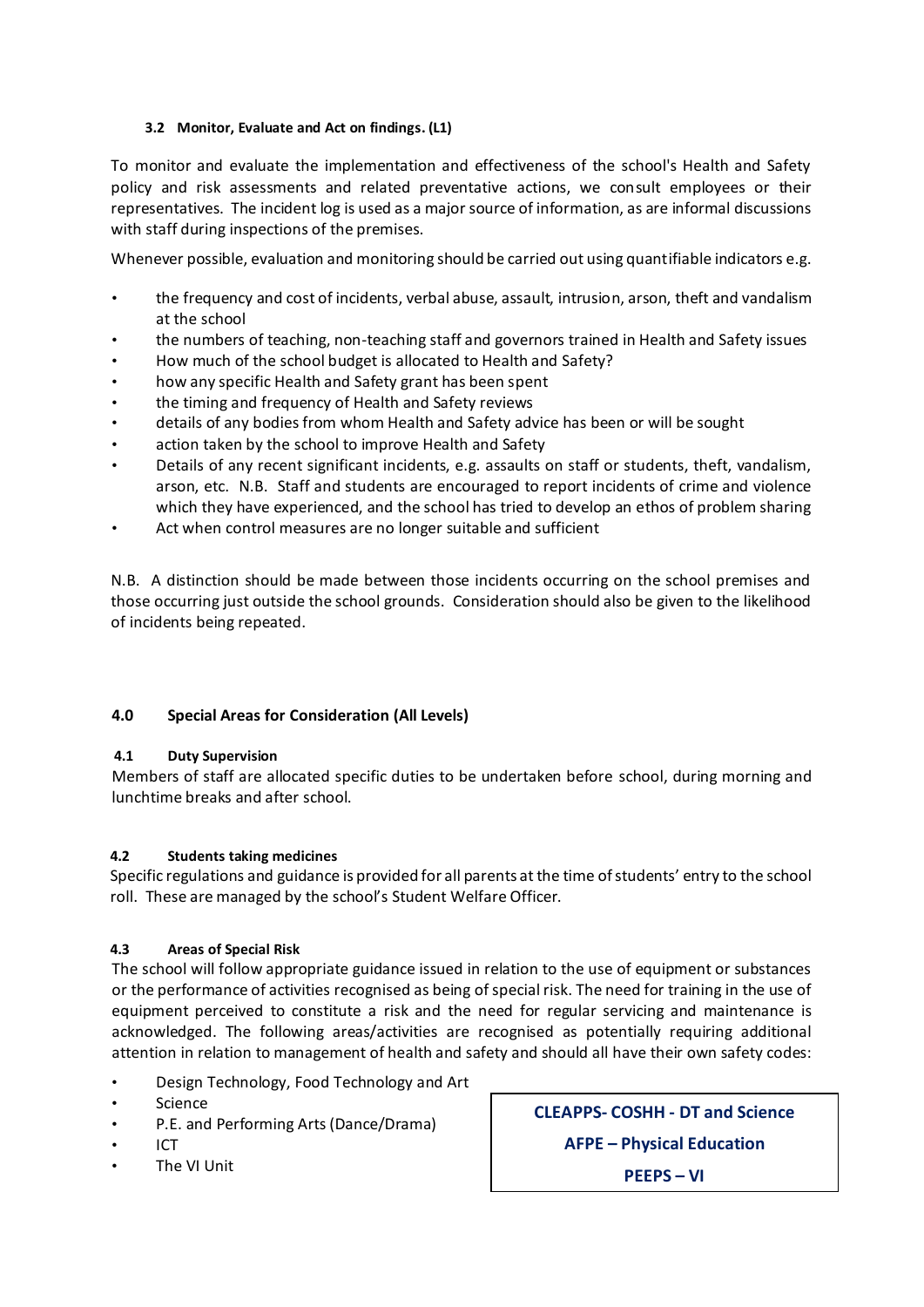#### 3.2 Monitor, Evaluate and Act on findings. (L1)

To monitor and evaluate the implementation and effectiveness of the school's Health and Safety policy and risk assessments and related preventative actions, we consult employees or their representatives. The incident log is used as a major source of information, as are informal discussions with staff during inspections of the premises.

Whenever possible, evaluation and monitoring should be carried out using quantifiable indicators e.g.

- the frequency and cost of incidents, verbal abuse, assault, intrusion, arson, theft and vandalism at the school
- the numbers of teaching, non-teaching staff and governors trained in Health and Safety issues
- How much of the school budget is allocated to Health and Safety?
- how any specific Health and Safety grant has been spent
- the timing and frequency of Health and Safety reviews
- details of any bodies from whom Health and Safety advice has been or will be sought
- action taken by the school to improve Health and Safety
- Details of any recent significant incidents, e.g. assaults on staff or students, theft, vandalism, arson, etc. N.B. Staff and students are encouraged to report incidents of crime and violence which they have experienced, and the school has tried to develop an ethos of problem sharing
- Act when control measures are no longer suitable and sufficient

N.B. A distinction should be made between those incidents occurring on the school premises and those occurring just outside the school grounds. Consideration should also be given to the likelihood of incidents being repeated.

## 4.0 Special Areas for Consideration (All Levels)

#### 4.1 Duty Supervision

Members of staff are allocated specific duties to be undertaken before school, during morning and lunchtime breaks and after school.

#### 4.2 Students taking medicines

Specific regulations and guidance is provided for all parents at the time of students' entry to the school roll. These are managed by the school's Student Welfare Officer.

#### 4.3 Areas of Special Risk

The school will follow appropriate guidance issued in relation to the use of equipment or substances or the performance of activities recognised as being of special risk. The need for training in the use of equipment perceived to constitute a risk and the need for regular servicing and maintenance is acknowledged. The following areas/activities are recognised as potentially requiring additional attention in relation to management of health and safety and should all have their own safety codes:

- Design Technology, Food Technology and Art
- Science
- P.E. and Performing Arts (Dance/Drama)
- ICT
- The VI Unit

**CLEAPPS- COSHH - DT and Science**

**AFPE – Physical Education**

**PEEPS – VI**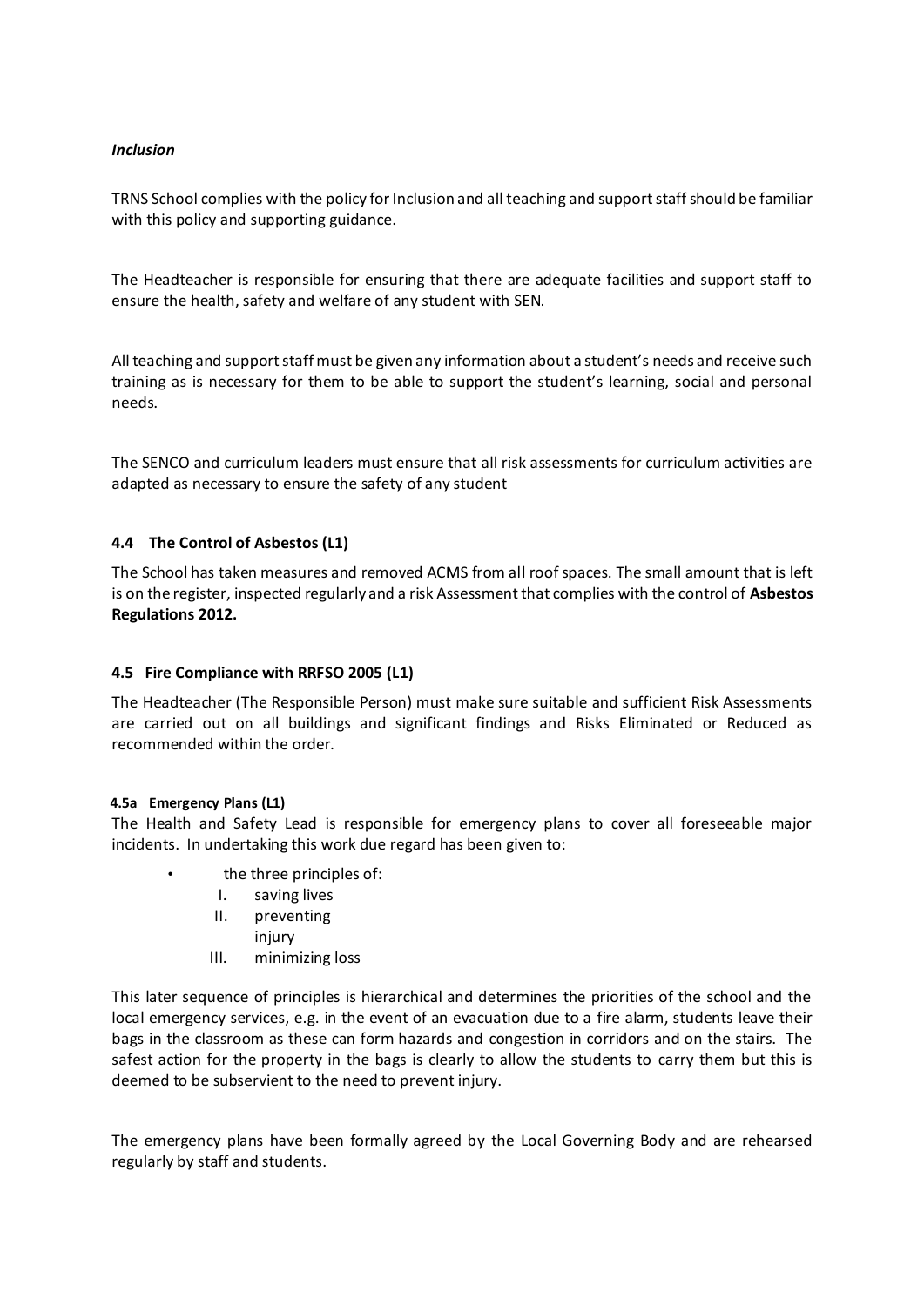*Inclusion*

TRNS School complies with the policy for Inclusion and all teaching and support staff should be familiar with this policy and supporting guidance.

The Headteacher is responsible for ensuring that there are adequate facilities and support staff to ensure the health, safety and welfare of any student with SEN.

All teaching and support staff must be given any information about a student's needs and receive such training as is necessary for them to be able to support the student's learning, social and personal needs.

The SENCO and curriculum leaders must ensure that all risk assessments for curriculum activities are adapted as necessary to ensure the safety of any student

### 4.4 The Control of Asbestos (L1)

The School has taken measures and removed ACMS from all roof spaces. The small amount that is left is on the register, inspected regularly and a risk Assessment that complies with the control of **Asbestos Regulations 2012.**

### 4.5 Fire Compliance with RRFSO 2005 (L1)

The Headteacher (The Responsible Person) must make sure suitable and sufficient Risk Assessments are carried out on all buildings and significant findings and Risks Eliminated or Reduced as recommended within the order.

#### 4.5a Emergency Plans (L1)

The Health and Safety Lead is responsible for emergency plans to cover all foreseeable major incidents. In undertaking this work due regard has been given to:

- the three principles of:
  - I. saving lives
  - II. preventing injury
  - III. minimizing loss

This later sequence of principles is hierarchical and determines the priorities of the school and the local emergency services, e.g. in the event of an evacuation due to a fire alarm, students leave their bags in the classroom as these can form hazards and congestion in corridors and on the stairs. The safest action for the property in the bags is clearly to allow the students to carry them but this is deemed to be subservient to the need to prevent injury.

The emergency plans have been formally agreed by the Local Governing Body and are rehearsed regularly by staff and students.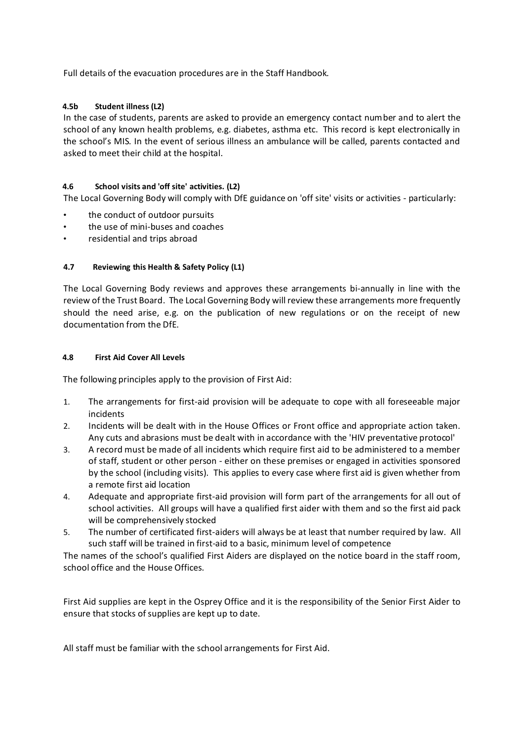Full details of the evacuation procedures are in the Staff Handbook.

#### 4.5b Student illness (L2)

In the case of students, parents are asked to provide an emergency contact number and to alert the school of any known health problems, e.g. diabetes, asthma etc. This record is kept electronically in the school's MIS. In the event of serious illness an ambulance will be called, parents contacted and asked to meet their child at the hospital.

#### 4.6 School visits and 'off site' activities. (L2)

The Local Governing Body will comply with DfE guidance on 'off site' visits or activities - particularly:

- the conduct of outdoor pursuits
- the use of mini-buses and coaches
- residential and trips abroad

#### 4.7 Reviewing this Health & Safety Policy (L1)

The Local Governing Body reviews and approves these arrangements bi-annually in line with the review of the Trust Board. The Local Governing Body will review these arrangements more frequently should the need arise, e.g. on the publication of new regulations or on the receipt of new documentation from the DfE.

#### 4.8 First Aid Cover All Levels

The following principles apply to the provision of First Aid:

1. The arrangements for first-aid provision will be adequate to cope with all foreseeable major incidents
2. Incidents will be dealt with in the House Offices or Front office and appropriate action taken. Any cuts and abrasions must be dealt with in accordance with the 'HIV preventative protocol'
3. A record must be made of all incidents which require first aid to be administered to a member of staff, student or other person - either on these premises or engaged in activities sponsored by the school (including visits). This applies to every case where first aid is given whether from a remote first aid location
4. Adequate and appropriate first-aid provision will form part of the arrangements for all out of school activities. All groups will have a qualified first aider with them and so the first aid pack will be comprehensively stocked
5. The number of certificated first-aiders will always be at least that number required by law. All such staff will be trained in first-aid to a basic, minimum level of competence

The names of the school's qualified First Aiders are displayed on the notice board in the staff room, school office and the House Offices.

First Aid supplies are kept in the Osprey Office and it is the responsibility of the Senior First Aider to ensure that stocks of supplies are kept up to date.

All staff must be familiar with the school arrangements for First Aid.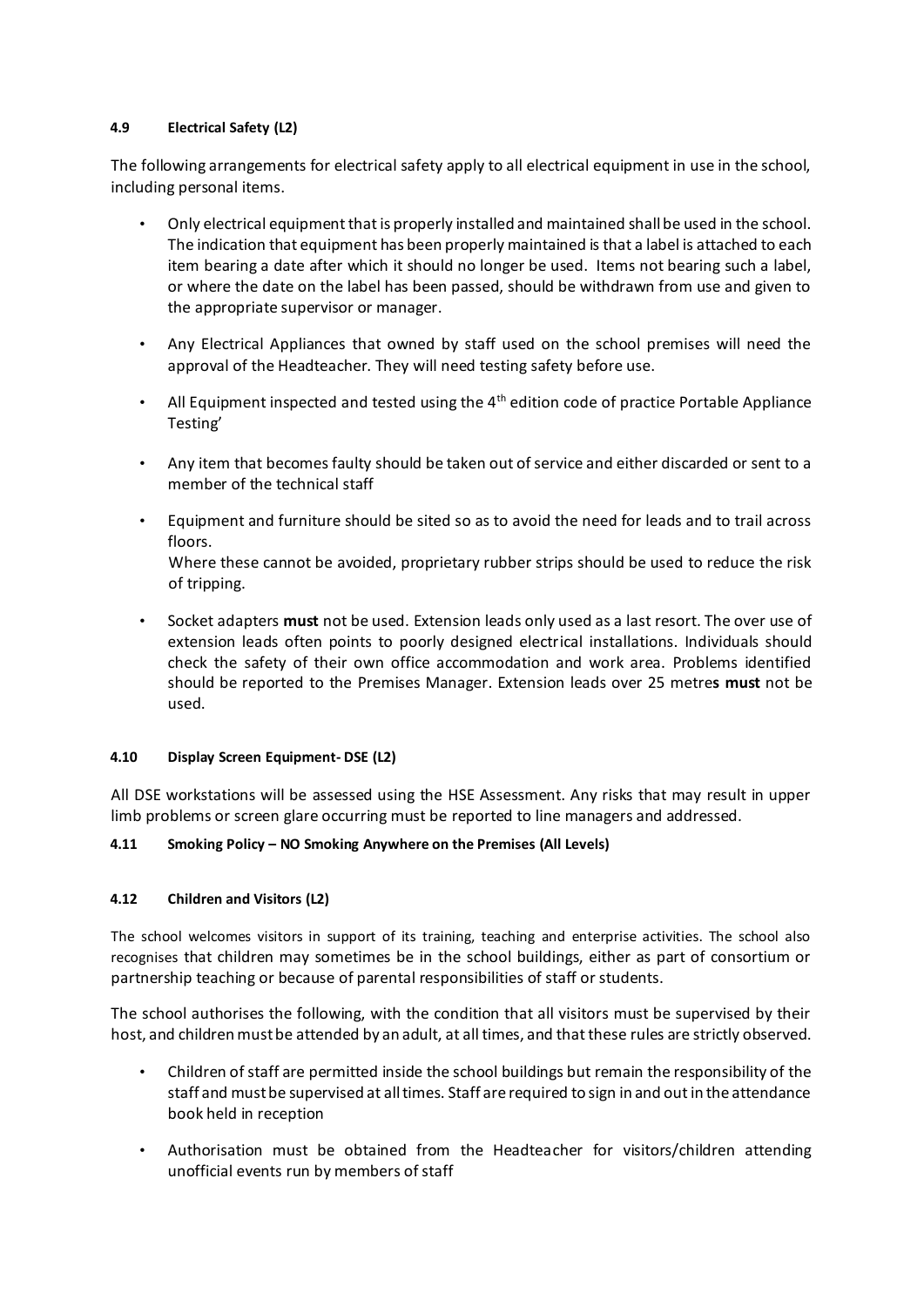#### 4.9 Electrical Safety (L2)

The following arrangements for electrical safety apply to all electrical equipment in use in the school, including personal items.

- Only electrical equipment that is properly installed and maintained shall be used in the school. The indication that equipment has been properly maintained is that a label is attached to each item bearing a date after which it should no longer be used. Items not bearing such a label, or where the date on the label has been passed, should be withdrawn from use and given to the appropriate supervisor or manager.
- Any Electrical Appliances that owned by staff used on the school premises will need the approval of the Headteacher. They will need testing safety before use.
- All Equipment inspected and tested using the 4th edition code of practice Portable Appliance Testing'
- Any item that becomes faulty should be taken out of service and either discarded or sent to a member of the technical staff
- Equipment and furniture should be sited so as to avoid the need for leads and to trail across floors.
  Where these cannot be avoided, proprietary rubber strips should be used to reduce the risk of tripping.
- Socket adapters **must** not be used. Extension leads only used as a last resort. The over use of extension leads often points to poorly designed electrical installations. Individuals should check the safety of their own office accommodation and work area. Problems identified should be reported to the Premises Manager. Extension leads over 25 metre**s** **must** not be used.

#### 4.10 Display Screen Equipment- DSE (L2)

All DSE workstations will be assessed using the HSE Assessment. Any risks that may result in upper limb problems or screen glare occurring must be reported to line managers and addressed.

#### 4.11 Smoking Policy – NO Smoking Anywhere on the Premises (All Levels)

#### 4.12 Children and Visitors (L2)

The school welcomes visitors in support of its training, teaching and enterprise activities. The school also recognises that children may sometimes be in the school buildings, either as part of consortium or partnership teaching or because of parental responsibilities of staff or students.

The school authorises the following, with the condition that all visitors must be supervised by their host, and children must be attended by an adult, at all times, and that these rules are strictly observed.

- Children of staff are permitted inside the school buildings but remain the responsibility of the staff and must be supervised at all times. Staff are required to sign in and out in the attendance book held in reception
- Authorisation must be obtained from the Headteacher for visitors/children attending unofficial events run by members of staff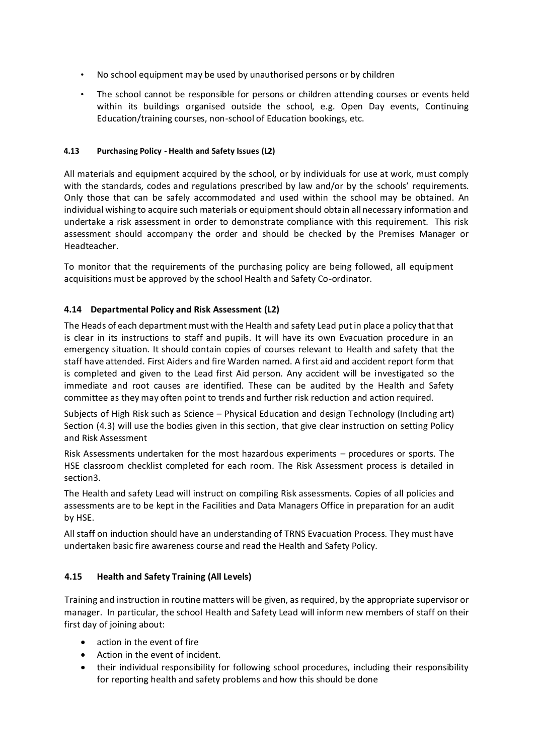- No school equipment may be used by unauthorised persons or by children
- The school cannot be responsible for persons or children attending courses or events held within its buildings organised outside the school, e.g. Open Day events, Continuing Education/training courses, non-school of Education bookings, etc.

#### 4.13 Purchasing Policy - Health and Safety Issues (L2)

All materials and equipment acquired by the school, or by individuals for use at work, must comply with the standards, codes and regulations prescribed by law and/or by the schools' requirements. Only those that can be safely accommodated and used within the school may be obtained. An individual wishing to acquire such materials or equipment should obtain all necessary information and undertake a risk assessment in order to demonstrate compliance with this requirement. This risk assessment should accompany the order and should be checked by the Premises Manager or Headteacher.

To monitor that the requirements of the purchasing policy are being followed, all equipment acquisitions must be approved by the school Health and Safety Co-ordinator.

### 4.14 Departmental Policy and Risk Assessment (L2)

The Heads of each department must with the Health and safety Lead put in place a policy that that is clear in its instructions to staff and pupils. It will have its own Evacuation procedure in an emergency situation. It should contain copies of courses relevant to Health and safety that the staff have attended. First Aiders and fire Warden named. A first aid and accident report form that is completed and given to the Lead first Aid person. Any accident will be investigated so the immediate and root causes are identified. These can be audited by the Health and Safety committee as they may often point to trends and further risk reduction and action required.

Subjects of High Risk such as Science – Physical Education and design Technology (Including art) Section (4.3) will use the bodies given in this section, that give clear instruction on setting Policy and Risk Assessment

Risk Assessments undertaken for the most hazardous experiments – procedures or sports. The HSE classroom checklist completed for each room. The Risk Assessment process is detailed in section3.

The Health and safety Lead will instruct on compiling Risk assessments. Copies of all policies and assessments are to be kept in the Facilities and Data Managers Office in preparation for an audit by HSE.

All staff on induction should have an understanding of TRNS Evacuation Process. They must have undertaken basic fire awareness course and read the Health and Safety Policy.

### 4.15 Health and Safety Training (All Levels)

Training and instruction in routine matters will be given, as required, by the appropriate supervisor or manager. In particular, the school Health and Safety Lead will inform new members of staff on their first day of joining about:

- action in the event of fire
- Action in the event of incident.
- their individual responsibility for following school procedures, including their responsibility for reporting health and safety problems and how this should be done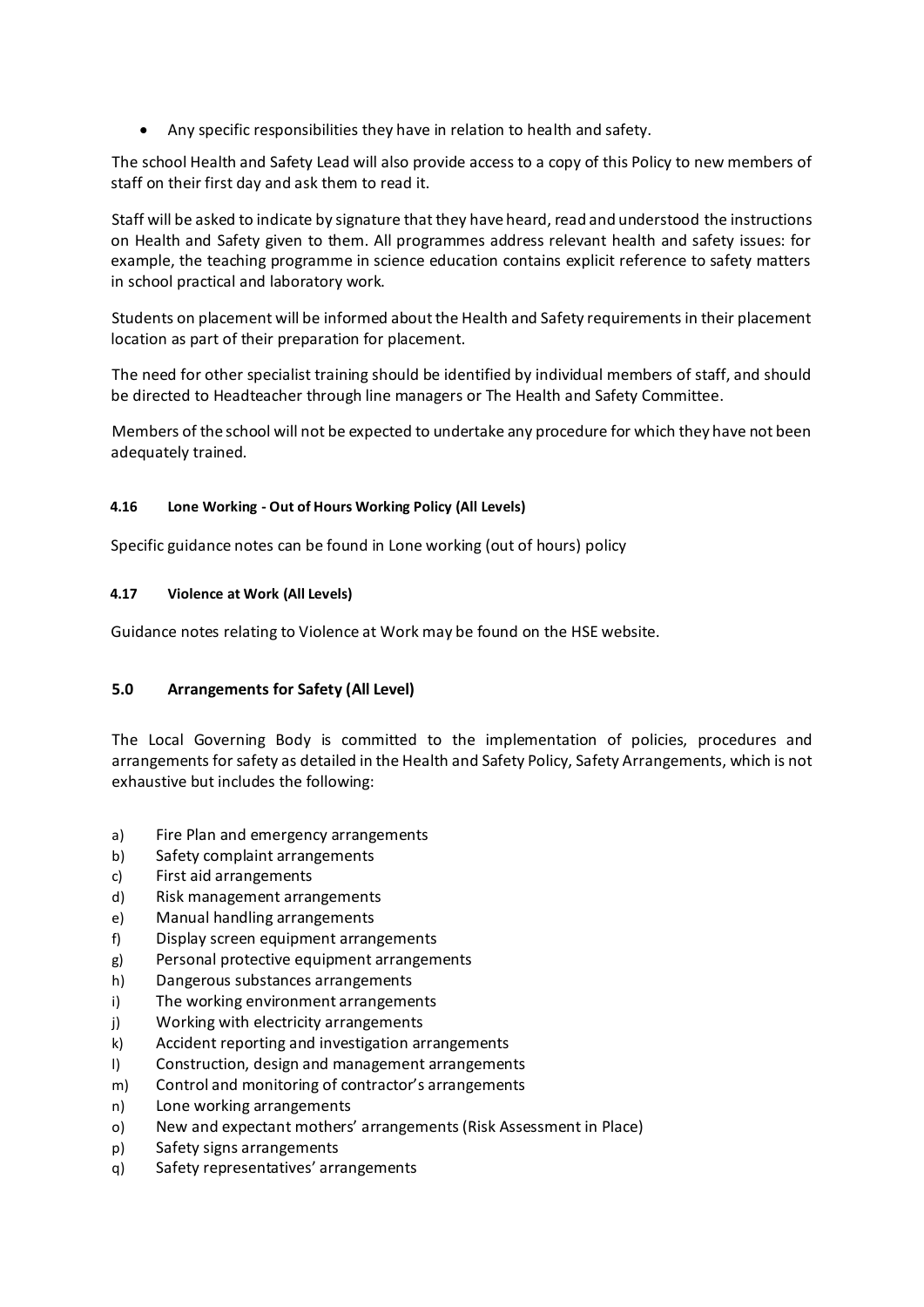- Any specific responsibilities they have in relation to health and safety.

The school Health and Safety Lead will also provide access to a copy of this Policy to new members of staff on their first day and ask them to read it.

Staff will be asked to indicate by signature that they have heard, read and understood the instructions on Health and Safety given to them. All programmes address relevant health and safety issues: for example, the teaching programme in science education contains explicit reference to safety matters in school practical and laboratory work.

Students on placement will be informed about the Health and Safety requirements in their placement location as part of their preparation for placement.

The need for other specialist training should be identified by individual members of staff, and should be directed to Headteacher through line managers or The Health and Safety Committee.

Members of the school will not be expected to undertake any procedure for which they have not been adequately trained.

#### 4.16 Lone Working - Out of Hours Working Policy (All Levels)

Specific guidance notes can be found in Lone working (out of hours) policy

#### 4.17 Violence at Work (All Levels)

Guidance notes relating to Violence at Work may be found on the HSE website.

## 5.0 Arrangements for Safety (All Level)

The Local Governing Body is committed to the implementation of policies, procedures and arrangements for safety as detailed in the Health and Safety Policy, Safety Arrangements, which is not exhaustive but includes the following:

a) Fire Plan and emergency arrangements
b) Safety complaint arrangements
c) First aid arrangements
d) Risk management arrangements
e) Manual handling arrangements
f) Display screen equipment arrangements
g) Personal protective equipment arrangements
h) Dangerous substances arrangements
i) The working environment arrangements
j) Working with electricity arrangements
k) Accident reporting and investigation arrangements
l) Construction, design and management arrangements
m) Control and monitoring of contractor's arrangements
n) Lone working arrangements
o) New and expectant mothers' arrangements (Risk Assessment in Place)
p) Safety signs arrangements
q) Safety representatives' arrangements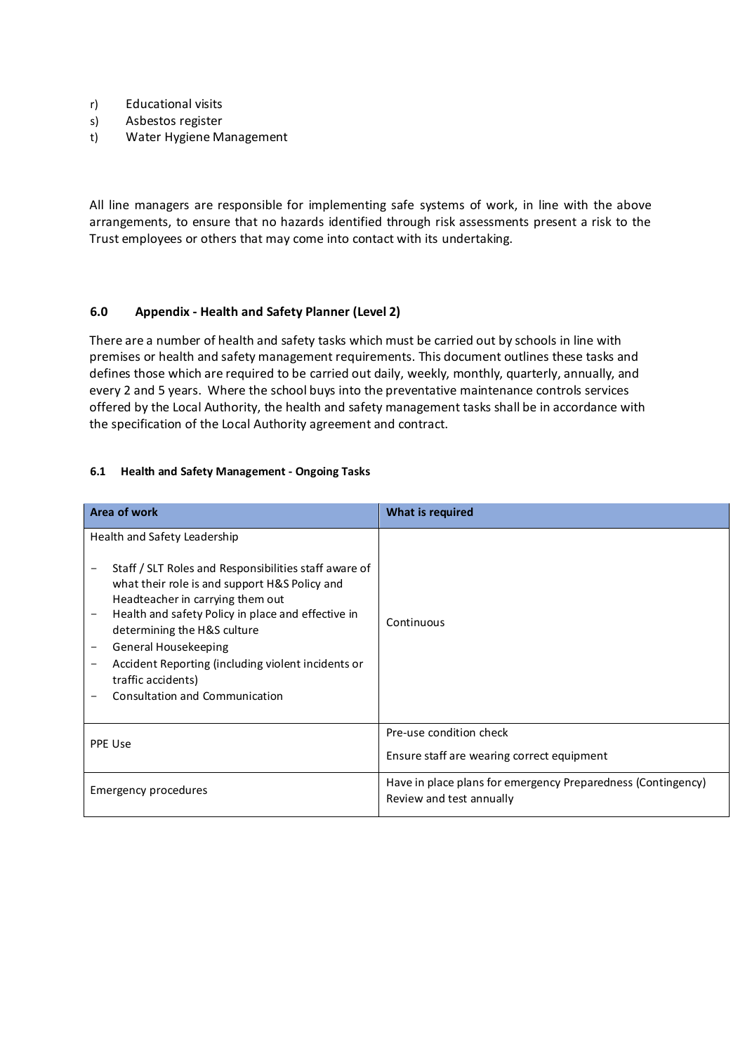r) Educational visits
s) Asbestos register
t) Water Hygiene Management

All line managers are responsible for implementing safe systems of work, in line with the above arrangements, to ensure that no hazards identified through risk assessments present a risk to the Trust employees or others that may come into contact with its undertaking.

## 6.0 Appendix - Health and Safety Planner (Level 2)

There are a number of health and safety tasks which must be carried out by schools in line with premises or health and safety management requirements. This document outlines these tasks and defines those which are required to be carried out daily, weekly, monthly, quarterly, annually, and every 2 and 5 years. Where the school buys into the preventative maintenance controls services offered by the Local Authority, the health and safety management tasks shall be in accordance with the specification of the Local Authority agreement and contract.

### 6.1 Health and Safety Management - Ongoing Tasks

| Area of work | What is required |
|---|---|
| Health and Safety Leadership<br><br>– Staff / SLT Roles and Responsibilities staff aware of what their role is and support H&S Policy and Headteacher in carrying them out<br>– Health and safety Policy in place and effective in determining the H&S culture<br>– General Housekeeping<br>– Accident Reporting (including violent incidents or traffic accidents)<br>– Consultation and Communication | Continuous |
| PPE Use | Pre-use condition check<br><br>Ensure staff are wearing correct equipment |
| Emergency procedures | Have in place plans for emergency Preparedness (Contingency)<br>Review and test annually |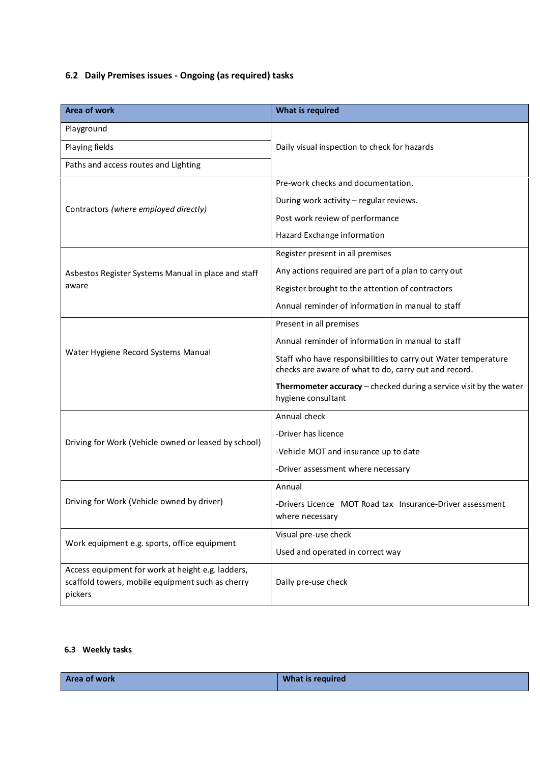### 6.2 Daily Premises issues - Ongoing (as required) tasks

| Area of work | What is required |
|---|---|
| Playground | Daily visual inspection to check for hazards |
| Playing fields | |
| Paths and access routes and Lighting | |
| Contractors *(where employed directly)* | Pre-work checks and documentation.<br><br>During work activity – regular reviews.<br><br>Post work review of performance<br><br>Hazard Exchange information |
| Asbestos Register Systems Manual in place and staff aware | Register present in all premises<br><br>Any actions required are part of a plan to carry out<br><br>Register brought to the attention of contractors<br><br>Annual reminder of information in manual to staff |
| Water Hygiene Record Systems Manual | Present in all premises<br><br>Annual reminder of information in manual to staff<br><br>Staff who have responsibilities to carry out Water temperature checks are aware of what to do, carry out and record.<br><br>**Thermometer accuracy** – checked during a service visit by the water hygiene consultant |
| Driving for Work (Vehicle owned or leased by school) | Annual check<br><br>-Driver has licence<br><br>-Vehicle MOT and insurance up to date<br><br>-Driver assessment where necessary |
| Driving for Work (Vehicle owned by driver) | Annual<br><br>-Drivers Licence MOT Road tax Insurance-Driver assessment where necessary |
| Work equipment e.g. sports, office equipment | Visual pre-use check<br><br>Used and operated in correct way |
| Access equipment for work at height e.g. ladders, scaffold towers, mobile equipment such as cherry pickers | Daily pre-use check |

### 6.3 Weekly tasks

| Area of work | What is required |
|---|---|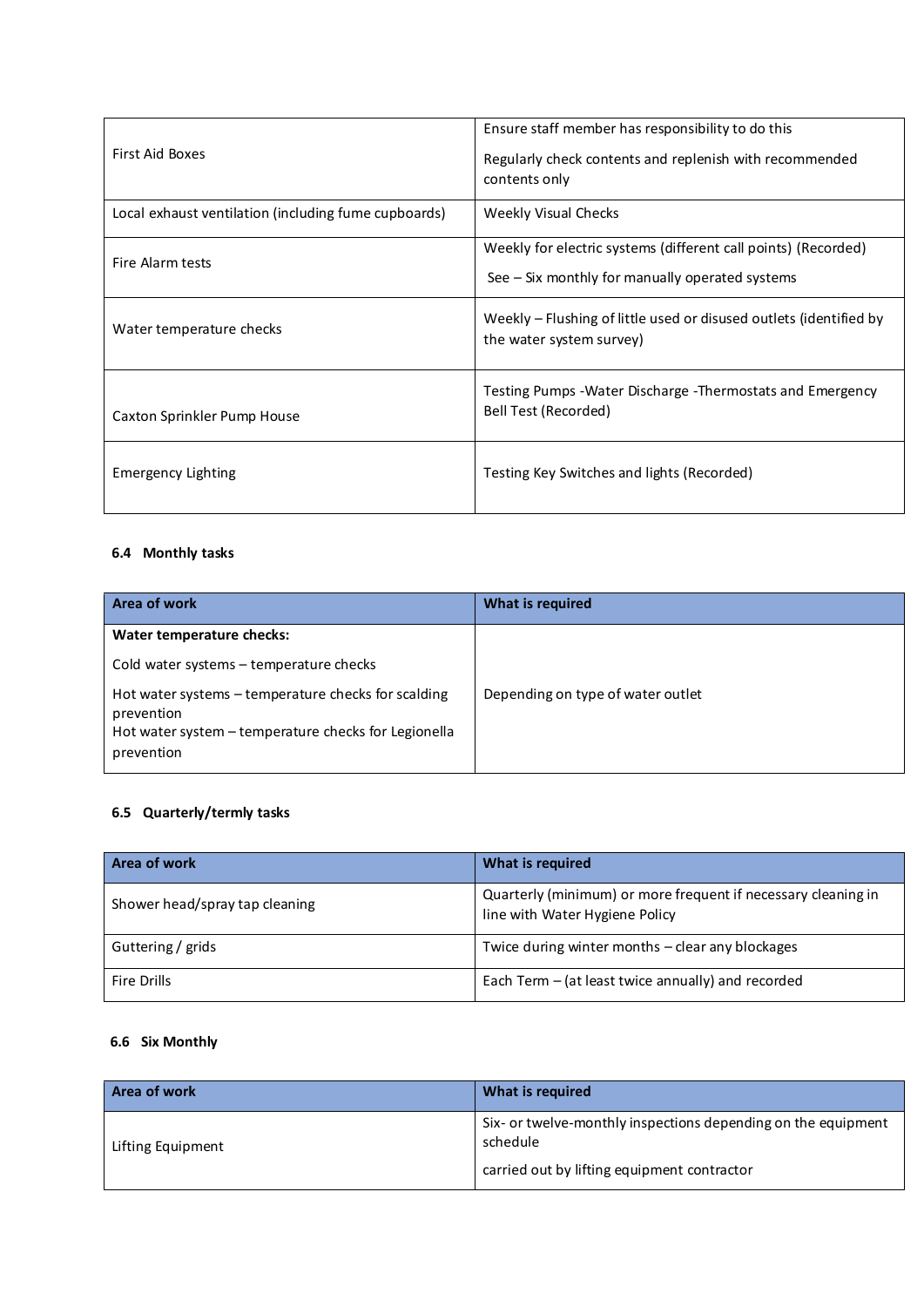| | |
|---|---|
| First Aid Boxes | Ensure staff member has responsibility to do this<br><br>Regularly check contents and replenish with recommended contents only |
| Local exhaust ventilation (including fume cupboards) | Weekly Visual Checks |
| Fire Alarm tests | Weekly for electric systems (different call points) (Recorded)<br><br>See – Six monthly for manually operated systems |
| Water temperature checks | Weekly – Flushing of little used or disused outlets (identified by the water system survey) |
| Caxton Sprinkler Pump House | Testing Pumps -Water Discharge -Thermostats and Emergency Bell Test (Recorded) |
| Emergency Lighting | Testing Key Switches and lights (Recorded) |

### 6.4 Monthly tasks

| Area of work | What is required |
|---|---|
| **Water temperature checks:**<br><br>Cold water systems – temperature checks<br><br>Hot water systems – temperature checks for scalding prevention<br>Hot water system – temperature checks for Legionella prevention | Depending on type of water outlet |

### 6.5 Quarterly/termly tasks

| Area of work | What is required |
|---|---|
| Shower head/spray tap cleaning | Quarterly (minimum) or more frequent if necessary cleaning in line with Water Hygiene Policy |
| Guttering / grids | Twice during winter months – clear any blockages |
| Fire Drills | Each Term – (at least twice annually) and recorded |

### 6.6 Six Monthly

| Area of work | What is required |
|---|---|
| Lifting Equipment | Six- or twelve-monthly inspections depending on the equipment schedule<br><br>carried out by lifting equipment contractor |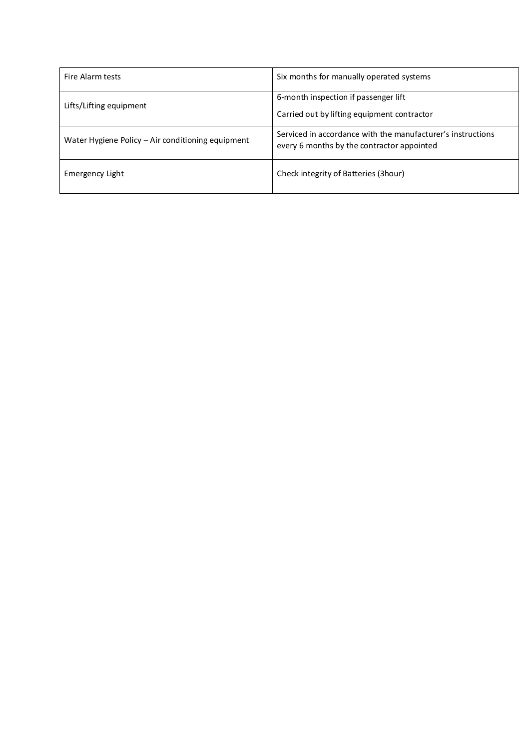| Fire Alarm tests | Six months for manually operated systems |
|---|---|
| Lifts/Lifting equipment | 6-month inspection if passenger lift<br><br>Carried out by lifting equipment contractor |
| Water Hygiene Policy – Air conditioning equipment | Serviced in accordance with the manufacturer's instructions every 6 months by the contractor appointed |
| Emergency Light | Check integrity of Batteries (3hour) |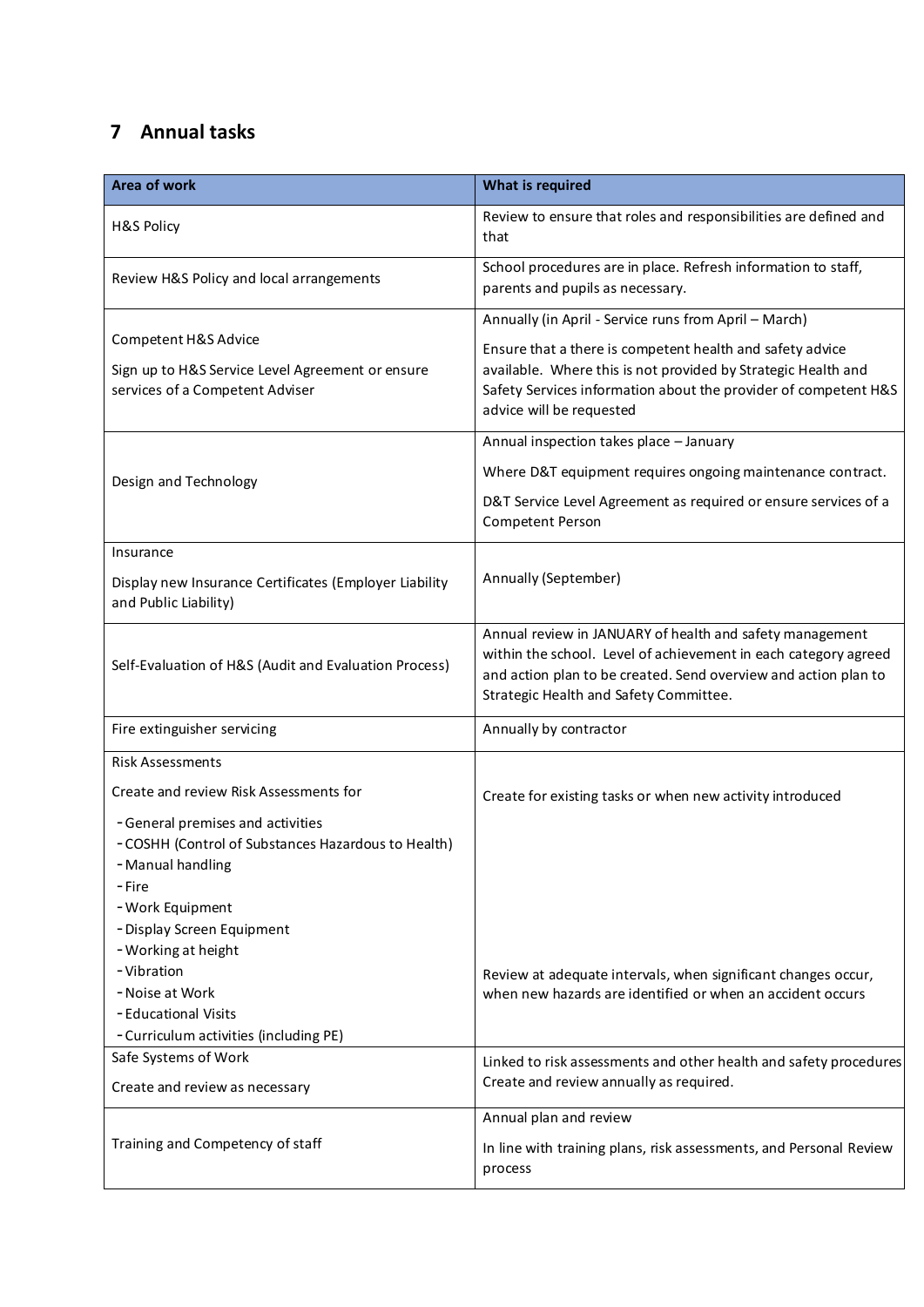## 7 Annual tasks

| Area of work | What is required |
|---|---|
| H&S Policy | Review to ensure that roles and responsibilities are defined and that |
| Review H&S Policy and local arrangements | School procedures are in place. Refresh information to staff, parents and pupils as necessary. |
| Competent H&S Advice<br><br>Sign up to H&S Service Level Agreement or ensure services of a Competent Adviser | Annually (in April - Service runs from April – March)<br><br>Ensure that a there is competent health and safety advice available. Where this is not provided by Strategic Health and Safety Services information about the provider of competent H&S advice will be requested |
| Design and Technology | Annual inspection takes place – January<br><br>Where D&T equipment requires ongoing maintenance contract.<br><br>D&T Service Level Agreement as required or ensure services of a Competent Person |
| Insurance<br><br>Display new Insurance Certificates (Employer Liability and Public Liability) | Annually (September) |
| Self-Evaluation of H&S (Audit and Evaluation Process) | Annual review in JANUARY of health and safety management within the school. Level of achievement in each category agreed and action plan to be created. Send overview and action plan to Strategic Health and Safety Committee. |
| Fire extinguisher servicing | Annually by contractor |
| Risk Assessments<br><br>Create and review Risk Assessments for<br><br>- General premises and activities<br>- COSHH (Control of Substances Hazardous to Health)<br>- Manual handling<br>- Fire<br>- Work Equipment<br>- Display Screen Equipment<br>- Working at height<br>- Vibration<br>- Noise at Work<br>- Educational Visits<br>- Curriculum activities (including PE) | Create for existing tasks or when new activity introduced<br><br>Review at adequate intervals, when significant changes occur, when new hazards are identified or when an accident occurs |
| Safe Systems of Work<br><br>Create and review as necessary | Linked to risk assessments and other health and safety procedures Create and review annually as required. |
| Training and Competency of staff | Annual plan and review<br><br>In line with training plans, risk assessments, and Personal Review process |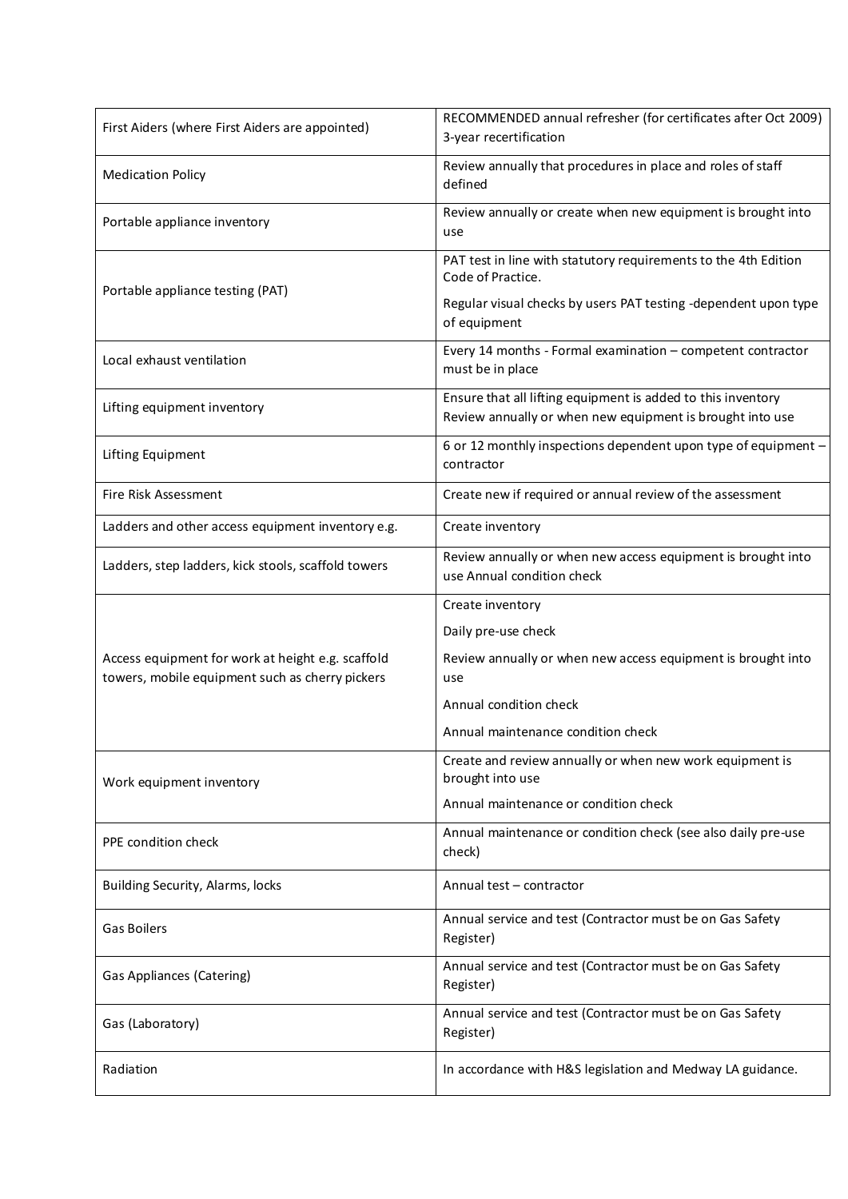| | |
|---|---|
| First Aiders (where First Aiders are appointed) | RECOMMENDED annual refresher (for certificates after Oct 2009) 3-year recertification |
| Medication Policy | Review annually that procedures in place and roles of staff defined |
| Portable appliance inventory | Review annually or create when new equipment is brought into use |
| Portable appliance testing (PAT) | PAT test in line with statutory requirements to the 4th Edition Code of Practice.<br><br>Regular visual checks by users PAT testing -dependent upon type of equipment |
| Local exhaust ventilation | Every 14 months - Formal examination – competent contractor must be in place |
| Lifting equipment inventory | Ensure that all lifting equipment is added to this inventory Review annually or when new equipment is brought into use |
| Lifting Equipment | 6 or 12 monthly inspections dependent upon type of equipment – contractor |
| Fire Risk Assessment | Create new if required or annual review of the assessment |
| Ladders and other access equipment inventory e.g. | Create inventory |
| Ladders, step ladders, kick stools, scaffold towers | Review annually or when new access equipment is brought into use Annual condition check |
| Access equipment for work at height e.g. scaffold towers, mobile equipment such as cherry pickers | Create inventory<br><br>Daily pre-use check<br><br>Review annually or when new access equipment is brought into use<br><br>Annual condition check<br><br>Annual maintenance condition check |
| Work equipment inventory | Create and review annually or when new work equipment is brought into use<br><br>Annual maintenance or condition check |
| PPE condition check | Annual maintenance or condition check (see also daily pre-use check) |
| Building Security, Alarms, locks | Annual test – contractor |
| Gas Boilers | Annual service and test (Contractor must be on Gas Safety Register) |
| Gas Appliances (Catering) | Annual service and test (Contractor must be on Gas Safety Register) |
| Gas (Laboratory) | Annual service and test (Contractor must be on Gas Safety Register) |
| Radiation | In accordance with H&S legislation and Medway LA guidance. |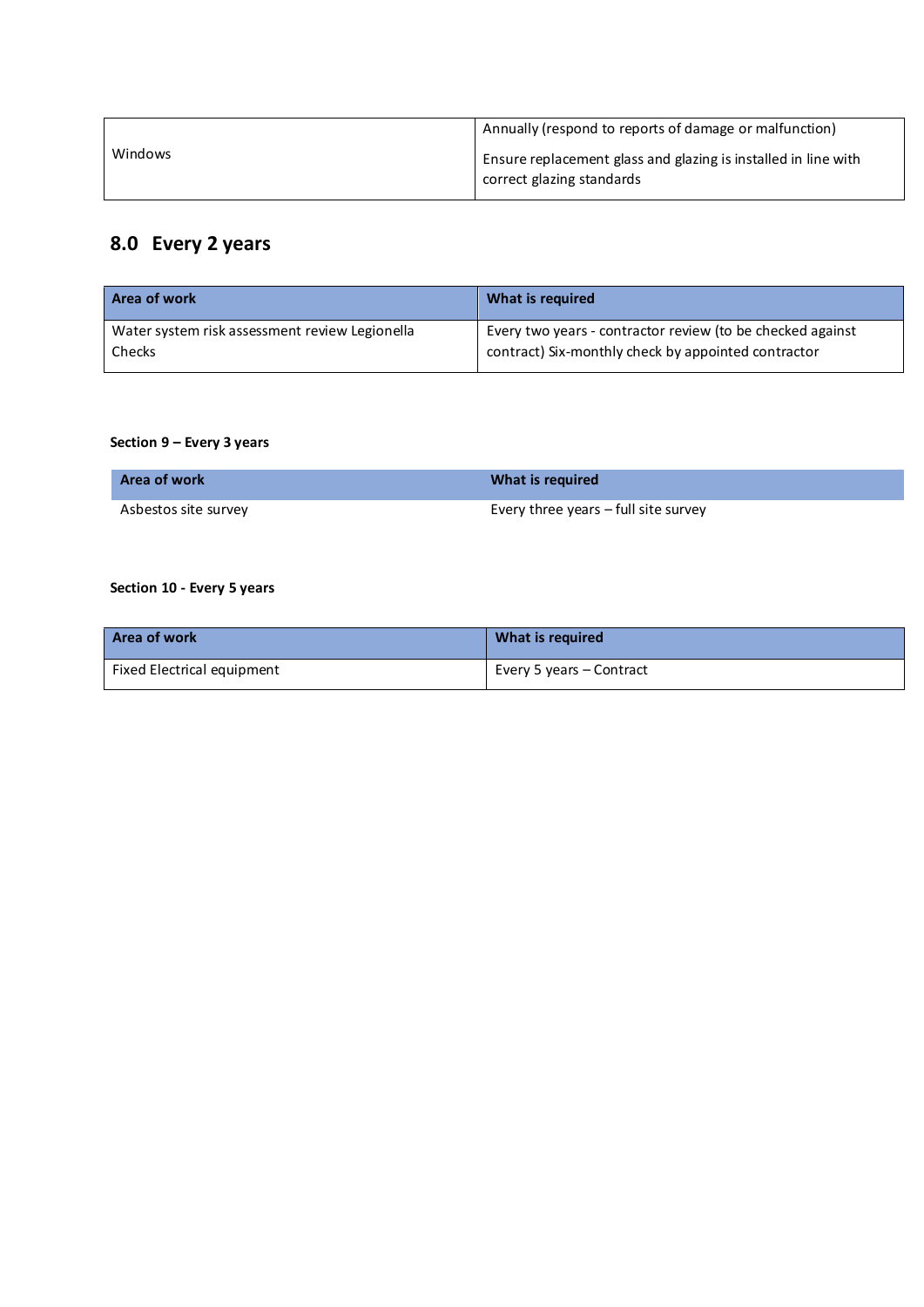| | |
|---|---|
| Windows | Annually (respond to reports of damage or malfunction)<br><br>Ensure replacement glass and glazing is installed in line with correct glazing standards |

## 8.0 Every 2 years

| Area of work | What is required |
|---|---|
| Water system risk assessment review Legionella Checks | Every two years - contractor review (to be checked against contract) Six-monthly check by appointed contractor |

**Section 9 – Every 3 years**

| Area of work | What is required |
|---|---|
| Asbestos site survey | Every three years – full site survey |

**Section 10 - Every 5 years**

| Area of work | What is required |
|---|---|
| Fixed Electrical equipment | Every 5 years – Contract |